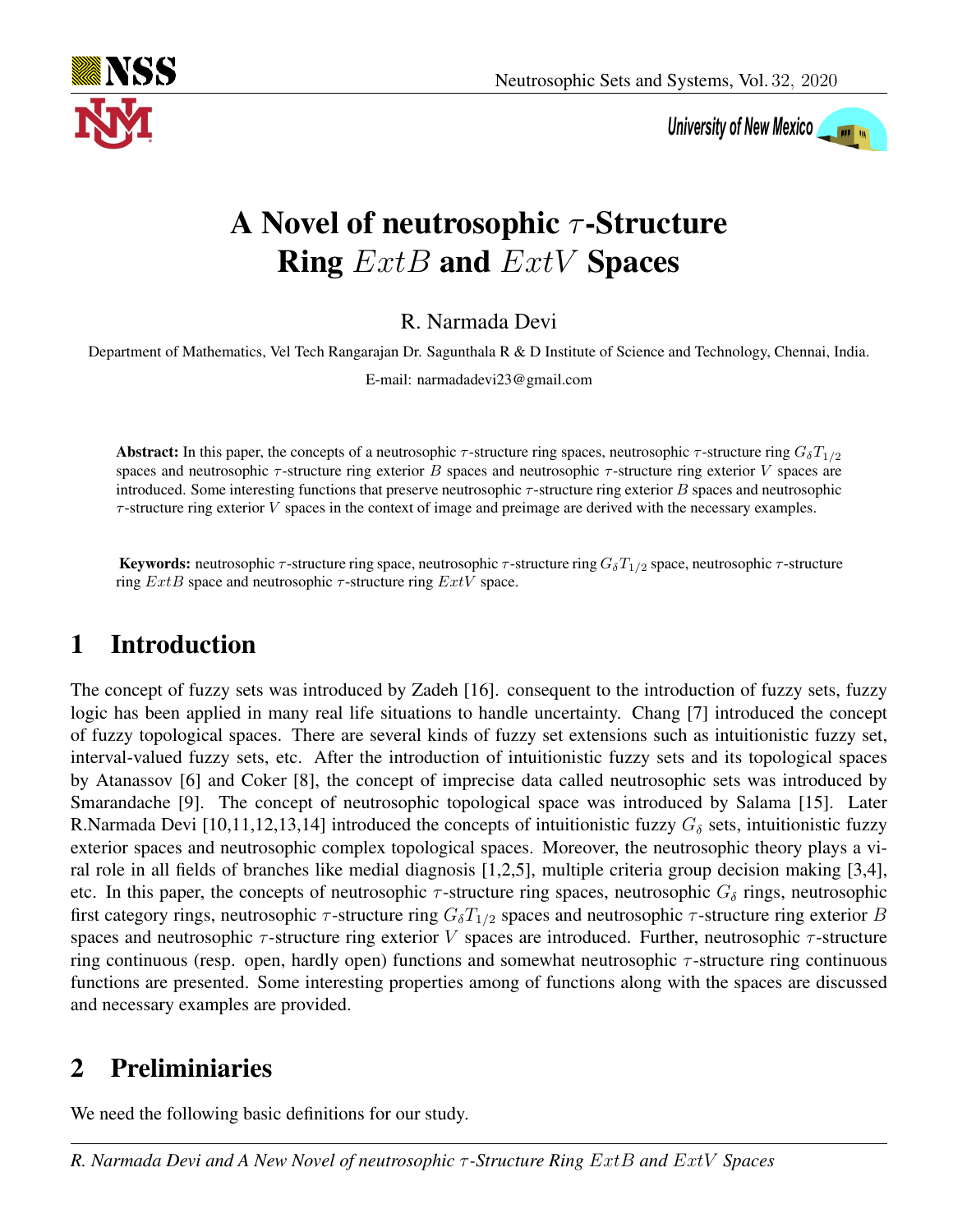# A Novel of neutrosophic $\tau$-Structure Ring $ExtB$ and $ExtV$ Spaces

R. Narmada Devi

Department of Mathematics, Vel Tech Rangarajan Dr. Sagunthala R & D Institute of Science and Technology, Chennai, India.

E-mail: narmadadevi23@gmail.com

**Abstract:** In this paper, the concepts of a neutrosophic $\tau$-structure ring spaces, neutrosophic $\tau$-structure ring $G_\delta T_{1/2}$ spaces and neutrosophic $\tau$-structure ring exterior $B$ spaces and neutrosophic $\tau$-structure ring exterior $V$ spaces are introduced. Some interesting functions that preserve neutrosophic $\tau$-structure ring exterior $B$ spaces and neutrosophic $\tau$-structure ring exterior $V$ spaces in the context of image and preimage are derived with the necessary examples.

**Keywords:** neutrosophic $\tau$-structure ring space, neutrosophic $\tau$-structure ring $G_\delta T_{1/2}$ space, neutrosophic $\tau$-structure ring $ExtB$ space and neutrosophic $\tau$-structure ring $ExtV$ space.

## 1 Introduction

The concept of fuzzy sets was introduced by Zadeh [16]. consequent to the introduction of fuzzy sets, fuzzy logic has been applied in many real life situations to handle uncertainty. Chang [7] introduced the concept of fuzzy topological spaces. There are several kinds of fuzzy set extensions such as intuitionistic fuzzy set, interval-valued fuzzy sets, etc. After the introduction of intuitionistic fuzzy sets and its topological spaces by Atanassov [6] and Coker [8], the concept of imprecise data called neutrosophic sets was introduced by Smarandache [9]. The concept of neutrosophic topological space was introduced by Salama [15]. Later R.Narmada Devi [10,11,12,13,14] introduced the concepts of intuitionistic fuzzy $G_\delta$ sets, intuitionistic fuzzy exterior spaces and neutrosophic complex topological spaces. Moreover, the neutrosophic theory plays a viral role in all fields of branches like medial diagnosis [1,2,5], multiple criteria group decision making [3,4], etc. In this paper, the concepts of neutrosophic $\tau$-structure ring spaces, neutrosophic $G_\delta$ rings, neutrosophic first category rings, neutrosophic $\tau$-structure ring $G_\delta T_{1/2}$ spaces and neutrosophic $\tau$-structure ring exterior $B$ spaces and neutrosophic $\tau$-structure ring exterior $V$ spaces are introduced. Further, neutrosophic $\tau$-structure ring continuous (resp. open, hardly open) functions and somewhat neutrosophic $\tau$-structure ring continuous functions are presented. Some interesting properties among of functions along with the spaces are discussed and necessary examples are provided.

## 2 Preliminiaries

We need the following basic definitions for our study.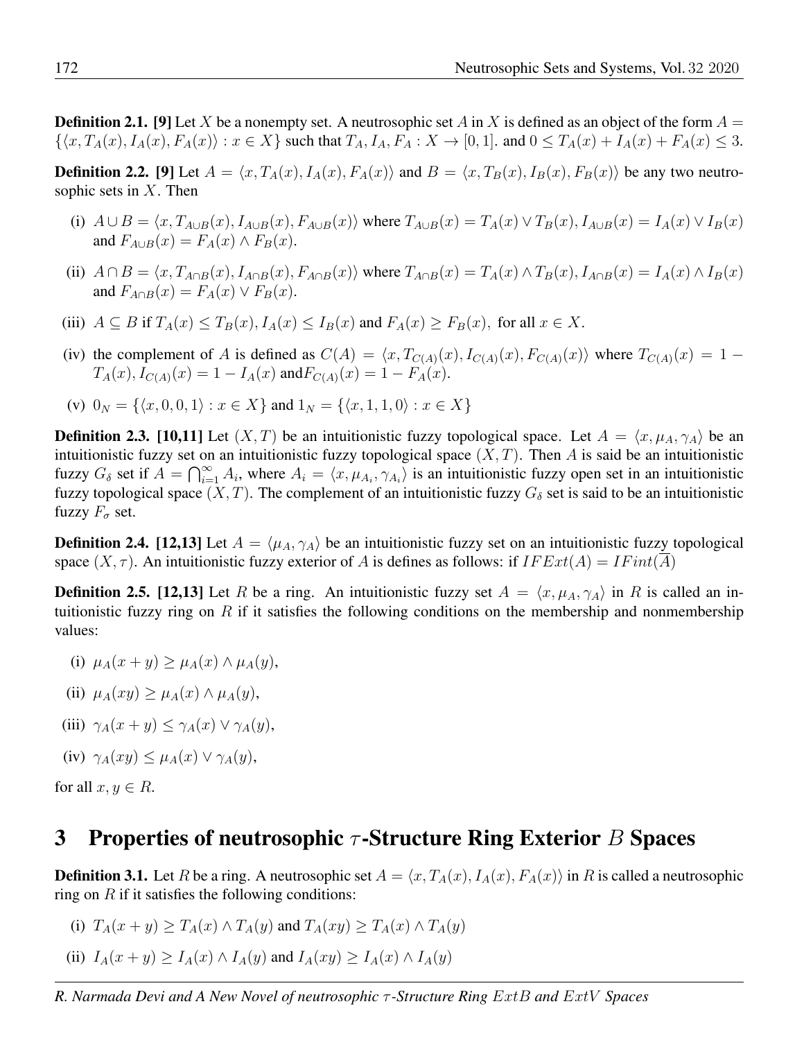**Definition 2.1. [9]** Let $X$ be a nonempty set. A neutrosophic set $A$ in $X$ is defined as an object of the form $A = \{\langle x, T_A(x), I_A(x), F_A(x)\rangle : x \in X\}$ such that $T_A, I_A, F_A : X \to [0, 1]$. and $0 \leq T_A(x) + I_A(x) + F_A(x) \leq 3$.

**Definition 2.2. [9]** Let $A = \langle x, T_A(x), I_A(x), F_A(x)\rangle$ and $B = \langle x, T_B(x), I_B(x), F_B(x)\rangle$ be any two neutrosophic sets in $X$. Then

(i) $A \cup B = \langle x, T_{A\cup B}(x), I_{A\cup B}(x), F_{A\cup B}(x)\rangle$ where $T_{A\cup B}(x) = T_A(x) \vee T_B(x), I_{A\cup B}(x) = I_A(x) \vee I_B(x)$ and $F_{A\cup B}(x) = F_A(x) \wedge F_B(x)$.

(ii) $A \cap B = \langle x, T_{A\cap B}(x), I_{A\cap B}(x), F_{A\cap B}(x)\rangle$ where $T_{A\cap B}(x) = T_A(x) \wedge T_B(x), I_{A\cap B}(x) = I_A(x) \wedge I_B(x)$ and $F_{A\cap B}(x) = F_A(x) \vee F_B(x)$.

(iii) $A \subseteq B$ if $T_A(x) \leq T_B(x), I_A(x) \leq I_B(x)$ and $F_A(x) \geq F_B(x)$, for all $x \in X$.

(iv) the complement of $A$ is defined as $C(A) = \langle x, T_{C(A)}(x), I_{C(A)}(x), F_{C(A)}(x)\rangle$ where $T_{C(A)}(x) = 1 - T_A(x), I_{C(A)}(x) = 1 - I_A(x)$ and$F_{C(A)}(x) = 1 - F_A(x)$.

(v) $0_N = \{\langle x, 0, 0, 1\rangle : x \in X\}$ and $1_N = \{\langle x, 1, 1, 0\rangle : x \in X\}$

**Definition 2.3. [10,11]** Let $(X, T)$ be an intuitionistic fuzzy topological space. Let $A = \langle x, \mu_A, \gamma_A\rangle$ be an intuitionistic fuzzy set on an intuitionistic fuzzy topological space $(X, T)$. Then $A$ is said be an intuitionistic fuzzy $G_\delta$ set if $A = \bigcap_{i=1}^{\infty} A_i$, where $A_i = \langle x, \mu_{A_i}, \gamma_{A_i}\rangle$ is an intuitionistic fuzzy open set in an intuitionistic fuzzy topological space $(X, T)$. The complement of an intuitionistic fuzzy $G_\delta$ set is said to be an intuitionistic fuzzy $F_\sigma$ set.

**Definition 2.4. [12,13]** Let $A = \langle \mu_A, \gamma_A\rangle$ be an intuitionistic fuzzy set on an intuitionistic fuzzy topological space $(X, \tau)$. An intuitionistic fuzzy exterior of $A$ is defines as follows: if $IFExt(A) = IFint(\overline{A})$

**Definition 2.5. [12,13]** Let $R$ be a ring. An intuitionistic fuzzy set $A = \langle x, \mu_A, \gamma_A\rangle$ in $R$ is called an intuitionistic fuzzy ring on $R$ if it satisfies the following conditions on the membership and nonmembership values:

(i) $\mu_A(x + y) \geq \mu_A(x) \wedge \mu_A(y)$,

(ii) $\mu_A(xy) \geq \mu_A(x) \wedge \mu_A(y)$,

(iii) $\gamma_A(x + y) \leq \gamma_A(x) \vee \gamma_A(y)$,

(iv) $\gamma_A(xy) \leq \mu_A(x) \vee \gamma_A(y)$,

for all $x, y \in R$.

# 3 Properties of neutrosophic $\tau$-Structure Ring Exterior $B$ Spaces

**Definition 3.1.** Let $R$ be a ring. A neutrosophic set $A = \langle x, T_A(x), I_A(x), F_A(x)\rangle$ in $R$ is called a neutrosophic ring on $R$ if it satisfies the following conditions:

(i) $T_A(x + y) \geq T_A(x) \wedge T_A(y)$ and $T_A(xy) \geq T_A(x) \wedge T_A(y)$

(ii) $I_A(x + y) \geq I_A(x) \wedge I_A(y)$ and $I_A(xy) \geq I_A(x) \wedge I_A(y)$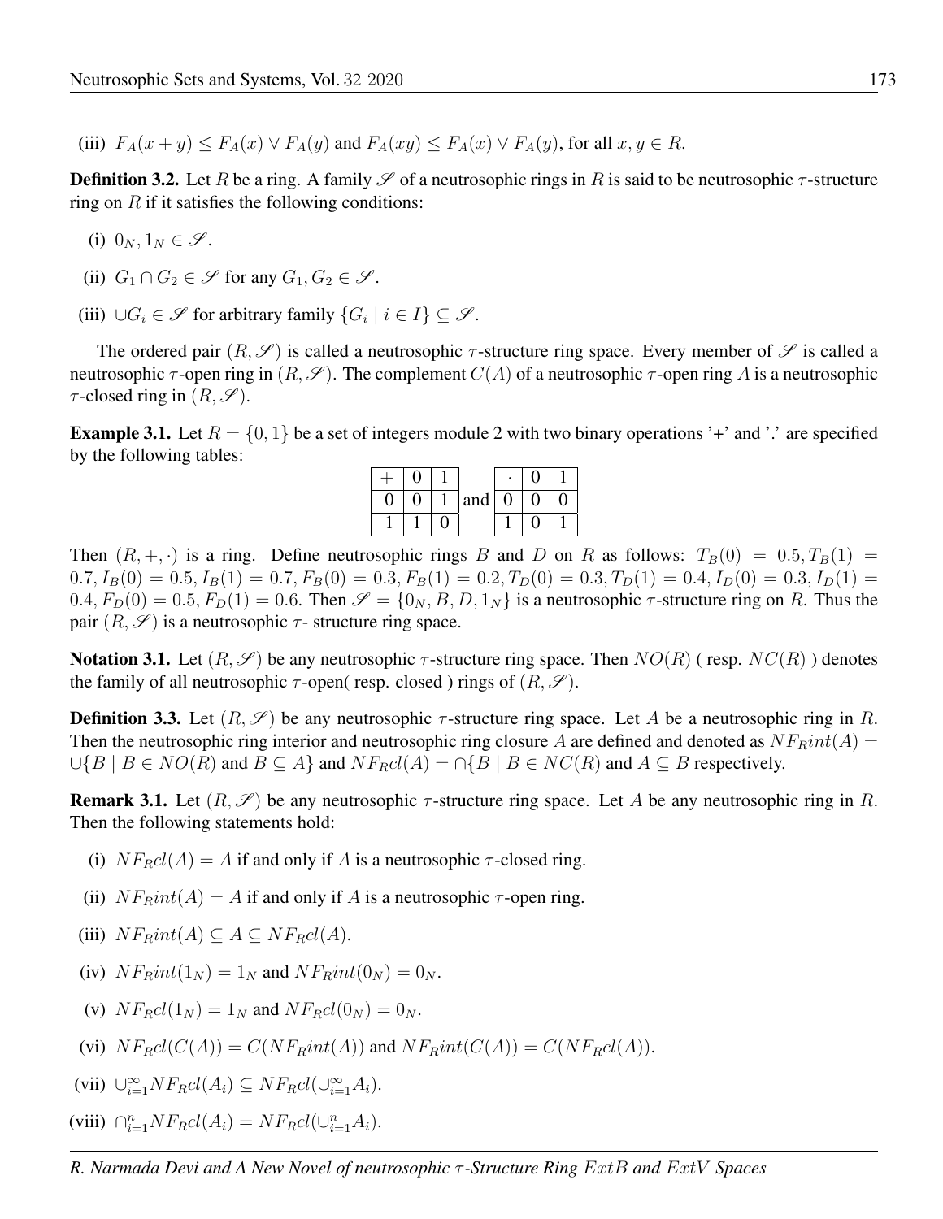(iii) $F_A(x+y) \leq F_A(x) \vee F_A(y)$ and $F_A(xy) \leq F_A(x) \vee F_A(y)$, for all $x, y \in R$.

**Definition 3.2.** Let $R$ be a ring. A family $\mathscr{S}$ of a neutrosophic rings in $R$ is said to be neutrosophic $\tau$-structure ring on $R$ if it satisfies the following conditions:

(i) $0_N, 1_N \in \mathscr{S}$.

(ii) $G_1 \cap G_2 \in \mathscr{S}$ for any $G_1, G_2 \in \mathscr{S}$.

(iii) $\cup G_i \in \mathscr{S}$ for arbitrary family $\{G_i \mid i \in I\} \subseteq \mathscr{S}$.

The ordered pair $(R, \mathscr{S})$ is called a neutrosophic $\tau$-structure ring space. Every member of $\mathscr{S}$ is called a neutrosophic $\tau$-open ring in $(R, \mathscr{S})$. The complement $C(A)$ of a neutrosophic $\tau$-open ring $A$ is a neutrosophic $\tau$-closed ring in $(R, \mathscr{S})$.

**Example 3.1.** Let $R = \{0, 1\}$ be a set of integers module 2 with two binary operations '+' and '.' are specified by the following tables:

| $+$ | 0 | 1 |
|---|---|---|
| 0 | 0 | 1 |
| 1 | 1 | 0 |

and

| $\cdot$ | 0 | 1 |
|---|---|---|
| 0 | 0 | 0 |
| 1 | 0 | 1 |

Then $(R, +, \cdot)$ is a ring. Define neutrosophic rings $B$ and $D$ on $R$ as follows: $T_B(0) = 0.5, T_B(1) = 0.7, I_B(0) = 0.5, I_B(1) = 0.7, F_B(0) = 0.3, F_B(1) = 0.2, T_D(0) = 0.3, T_D(1) = 0.4, I_D(0) = 0.3, I_D(1) = 0.4, F_D(0) = 0.5, F_D(1) = 0.6$. Then $\mathscr{S} = \{0_N, B, D, 1_N\}$ is a neutrosophic $\tau$-structure ring on $R$. Thus the pair $(R, \mathscr{S})$ is a neutrosophic $\tau$- structure ring space.

**Notation 3.1.** Let $(R, \mathscr{S})$ be any neutrosophic $\tau$-structure ring space. Then $NO(R)$ ( resp. $NC(R)$ ) denotes the family of all neutrosophic $\tau$-open( resp. closed ) rings of $(R, \mathscr{S})$.

**Definition 3.3.** Let $(R, \mathscr{S})$ be any neutrosophic $\tau$-structure ring space. Let $A$ be a neutrosophic ring in $R$. Then the neutrosophic ring interior and neutrosophic ring closure $A$ are defined and denoted as $NF_Rint(A) = \cup\{B \mid B \in NO(R)$ and $B \subseteq A\}$ and $NF_Rcl(A) = \cap\{B \mid B \in NC(R)$ and $A \subseteq B$ respectively.

**Remark 3.1.** Let $(R, \mathscr{S})$ be any neutrosophic $\tau$-structure ring space. Let $A$ be any neutrosophic ring in $R$. Then the following statements hold:

(i) $NF_Rcl(A) = A$ if and only if $A$ is a neutrosophic $\tau$-closed ring.

(ii) $NF_Rint(A) = A$ if and only if $A$ is a neutrosophic $\tau$-open ring.

(iii) $NF_Rint(A) \subseteq A \subseteq NF_Rcl(A)$.

(iv) $NF_Rint(1_N) = 1_N$ and $NF_Rint(0_N) = 0_N$.

(v) $NF_Rcl(1_N) = 1_N$ and $NF_Rcl(0_N) = 0_N$.

(vi) $NF_Rcl(C(A)) = C(NF_Rint(A))$ and $NF_Rint(C(A)) = C(NF_Rcl(A))$.

(vii) $\cup_{i=1}^{\infty} NF_Rcl(A_i) \subseteq NF_Rcl(\cup_{i=1}^{\infty} A_i)$.

(viii) $\cap_{i=1}^{n} NF_Rcl(A_i) = NF_Rcl(\cup_{i=1}^{n} A_i)$.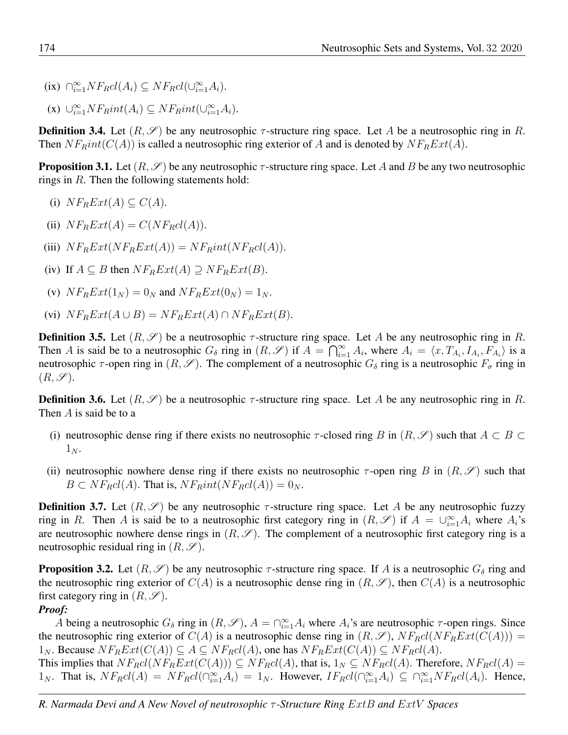(ix) $\cap_{i=1}^{\infty} NF_R cl(A_i) \subseteq NF_R cl(\cup_{i=1}^{\infty} A_i)$.

(x) $\cup_{i=1}^{\infty} NF_R int(A_i) \subseteq NF_R int(\cup_{i=1}^{\infty} A_i)$.

**Definition 3.4.** Let $(R, \mathscr{S})$ be any neutrosophic $\tau$-structure ring space. Let $A$ be a neutrosophic ring in $R$. Then $NF_R int(C(A))$ is called a neutrosophic ring exterior of $A$ and is denoted by $NF_R Ext(A)$.

**Proposition 3.1.** Let $(R, \mathscr{S})$ be any neutrosophic $\tau$-structure ring space. Let $A$ and $B$ be any two neutrosophic rings in $R$. Then the following statements hold:

(i) $NF_R Ext(A) \subseteq C(A)$.

(ii) $NF_R Ext(A) = C(NF_R cl(A))$.

(iii) $NF_R Ext(NF_R Ext(A)) = NF_R int(NF_R cl(A))$.

(iv) If $A \subseteq B$ then $NF_R Ext(A) \supseteq NF_R Ext(B)$.

(v) $NF_R Ext(1_N) = 0_N$ and $NF_R Ext(0_N) = 1_N$.

(vi) $NF_R Ext(A \cup B) = NF_R Ext(A) \cap NF_R Ext(B)$.

**Definition 3.5.** Let $(R, \mathscr{S})$ be a neutrosophic $\tau$-structure ring space. Let $A$ be any neutrosophic ring in $R$. Then $A$ is said be to a neutrosophic $G_\delta$ ring in $(R, \mathscr{S})$ if $A = \bigcap_{i=1}^{\infty} A_i$, where $A_i = \langle x, T_{A_i}, I_{A_i}, F_{A_i} \rangle$ is a neutrosophic $\tau$-open ring in $(R, \mathscr{S})$. The complement of a neutrosophic $G_\delta$ ring is a neutrosophic $F_\sigma$ ring in $(R, \mathscr{S})$.

**Definition 3.6.** Let $(R, \mathscr{S})$ be a neutrosophic $\tau$-structure ring space. Let $A$ be any neutrosophic ring in $R$. Then $A$ is said be to a

(i) neutrosophic dense ring if there exists no neutrosophic $\tau$-closed ring $B$ in $(R, \mathscr{S})$ such that $A \subset B \subset 1_N$.

(ii) neutrosophic nowhere dense ring if there exists no neutrosophic $\tau$-open ring $B$ in $(R, \mathscr{S})$ such that $B \subset NF_R cl(A)$. That is, $NF_R int(NF_R cl(A)) = 0_N$.

**Definition 3.7.** Let $(R, \mathscr{S})$ be any neutrosophic $\tau$-structure ring space. Let $A$ be any neutrosophic fuzzy ring in $R$. Then $A$ is said be to a neutrosophic first category ring in $(R, \mathscr{S})$ if $A = \cup_{i=1}^{\infty} A_i$ where $A_i$'s are neutrosophic nowhere dense rings in $(R, \mathscr{S})$. The complement of a neutrosophic first category ring is a neutrosophic residual ring in $(R, \mathscr{S})$.

**Proposition 3.2.** Let $(R, \mathscr{S})$ be any neutrosophic $\tau$-structure ring space. If $A$ is a neutrosophic $G_\delta$ ring and the neutrosophic ring exterior of $C(A)$ is a neutrosophic dense ring in $(R, \mathscr{S})$, then $C(A)$ is a neutrosophic first category ring in $(R, \mathscr{S})$.

***Proof:***

$A$ being a neutrosophic $G_\delta$ ring in $(R, \mathscr{S})$, $A = \cap_{i=1}^{\infty} A_i$ where $A_i$'s are neutrosophic $\tau$-open rings. Since the neutrosophic ring exterior of $C(A)$ is a neutrosophic dense ring in $(R, \mathscr{S})$, $NF_R cl(NF_R Ext(C(A))) = 1_N$. Because $NF_R Ext(C(A)) \subseteq A \subseteq NF_R cl(A)$, one has $NF_R Ext(C(A)) \subseteq NF_R cl(A)$.
This implies that $NF_R cl(NF_R Ext(C(A))) \subseteq NF_R cl(A)$, that is, $1_N \subseteq NF_R cl(A)$. Therefore, $NF_R cl(A) = 1_N$. That is, $NF_R cl(A) = NF_R cl(\cap_{i=1}^{\infty} A_i) = 1_N$. However, $IF_R cl(\cap_{i=1}^{\infty} A_i) \subseteq \cap_{i=1}^{\infty} NF_R cl(A_i)$. Hence,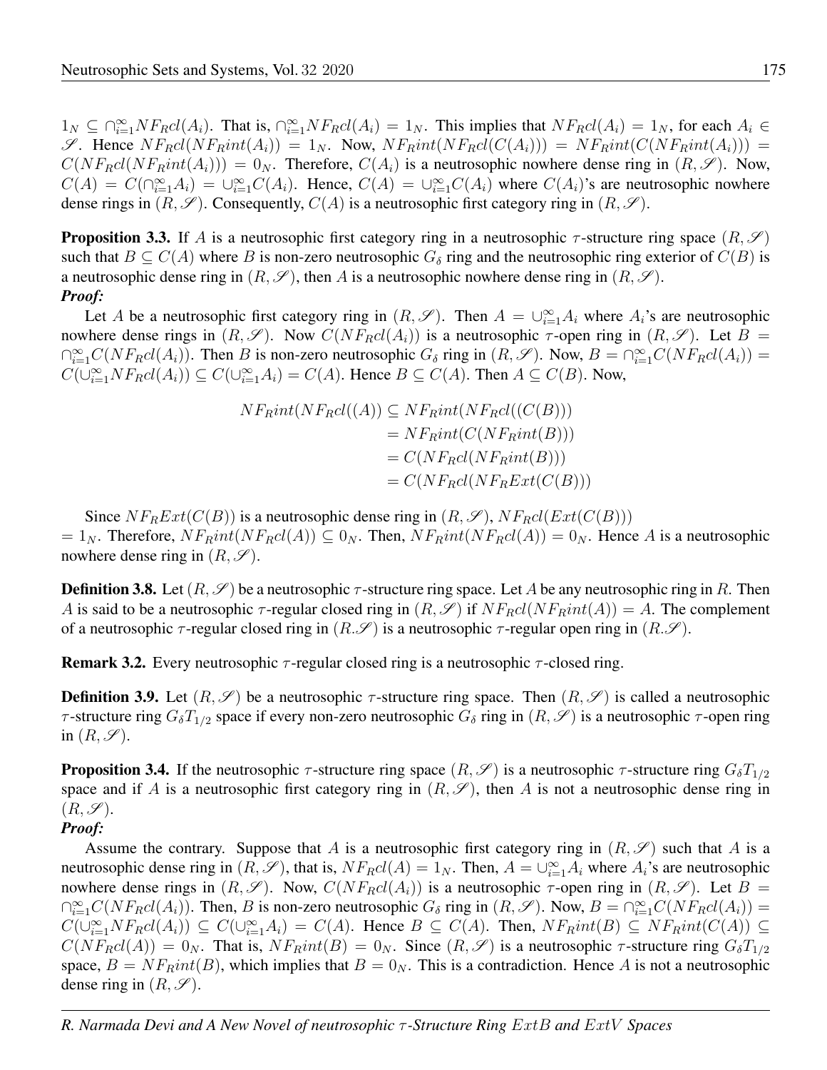$1_N \subseteq \cap_{i=1}^{\infty} NF_Rcl(A_i)$. That is, $\cap_{i=1}^{\infty} NF_Rcl(A_i) = 1_N$. This implies that $NF_Rcl(A_i) = 1_N$, for each $A_i \in \mathscr{S}$. Hence $NF_Rcl(NF_Rint(A_i)) = 1_N$. Now, $NF_Rint(NF_Rcl(C(A_i))) = NF_Rint(C(NF_Rint(A_i))) = C(NF_Rcl(NF_Rint(A_i))) = 0_N$. Therefore, $C(A_i)$ is a neutrosophic nowhere dense ring in $(R, \mathscr{S})$. Now, $C(A) = C(\cap_{i=1}^{\infty} A_i) = \cup_{i=1}^{\infty} C(A_i)$. Hence, $C(A) = \cup_{i=1}^{\infty} C(A_i)$ where $C(A_i)$'s are neutrosophic nowhere dense rings in $(R, \mathscr{S})$. Consequently, $C(A)$ is a neutrosophic first category ring in $(R, \mathscr{S})$.

**Proposition 3.3.** If $A$ is a neutrosophic first category ring in a neutrosophic $\tau$-structure ring space $(R, \mathscr{S})$ such that $B \subseteq C(A)$ where $B$ is non-zero neutrosophic $G_\delta$ ring and the neutrosophic ring exterior of $C(B)$ is a neutrosophic dense ring in $(R, \mathscr{S})$, then $A$ is a neutrosophic nowhere dense ring in $(R, \mathscr{S})$.

***Proof:***

Let $A$ be a neutrosophic first category ring in $(R, \mathscr{S})$. Then $A = \cup_{i=1}^{\infty} A_i$ where $A_i$'s are neutrosophic nowhere dense rings in $(R, \mathscr{S})$. Now $C(NF_Rcl(A_i))$ is a neutrosophic $\tau$-open ring in $(R, \mathscr{S})$. Let $B = \cap_{i=1}^{\infty} C(NF_Rcl(A_i))$. Then $B$ is non-zero neutrosophic $G_\delta$ ring in $(R, \mathscr{S})$. Now, $B = \cap_{i=1}^{\infty} C(NF_Rcl(A_i)) = C(\cup_{i=1}^{\infty} NF_Rcl(A_i)) \subseteq C(\cup_{i=1}^{\infty} A_i) = C(A)$. Hence $B \subseteq C(A)$. Then $A \subseteq C(B)$. Now,

$$
\begin{aligned}
NF_Rint(NF_Rcl((A)) &\subseteq NF_Rint(NF_Rcl((C(B))) \\
&= NF_Rint(C(NF_Rint(B))) \\
&= C(NF_Rcl(NF_Rint(B))) \\
&= C(NF_Rcl(NF_RExt(C(B)))
\end{aligned}
$$

Since $NF_RExt(C(B))$ is a neutrosophic dense ring in $(R, \mathscr{S})$, $NF_Rcl(Ext(C(B)))$ $= 1_N$. Therefore, $NF_Rint(NF_Rcl(A)) \subseteq 0_N$. Then, $NF_Rint(NF_Rcl(A)) = 0_N$. Hence $A$ is a neutrosophic nowhere dense ring in $(R, \mathscr{S})$.

**Definition 3.8.** Let $(R, \mathscr{S})$ be a neutrosophic $\tau$-structure ring space. Let $A$ be any neutrosophic ring in $R$. Then $A$ is said to be a neutrosophic $\tau$-regular closed ring in $(R, \mathscr{S})$ if $NF_Rcl(NF_Rint(A)) = A$. The complement of a neutrosophic $\tau$-regular closed ring in $(R.\mathscr{S})$ is a neutrosophic $\tau$-regular open ring in $(R.\mathscr{S})$.

**Remark 3.2.** Every neutrosophic $\tau$-regular closed ring is a neutrosophic $\tau$-closed ring.

**Definition 3.9.** Let $(R, \mathscr{S})$ be a neutrosophic $\tau$-structure ring space. Then $(R, \mathscr{S})$ is called a neutrosophic $\tau$-structure ring $G_\delta T_{1/2}$ space if every non-zero neutrosophic $G_\delta$ ring in $(R, \mathscr{S})$ is a neutrosophic $\tau$-open ring in $(R, \mathscr{S})$.

**Proposition 3.4.** If the neutrosophic $\tau$-structure ring space $(R, \mathscr{S})$ is a neutrosophic $\tau$-structure ring $G_\delta T_{1/2}$ space and if $A$ is a neutrosophic first category ring in $(R, \mathscr{S})$, then $A$ is not a neutrosophic dense ring in $(R, \mathscr{S})$.

***Proof:***

Assume the contrary. Suppose that $A$ is a neutrosophic first category ring in $(R, \mathscr{S})$ such that $A$ is a neutrosophic dense ring in $(R, \mathscr{S})$, that is, $NF_Rcl(A) = 1_N$. Then, $A = \cup_{i=1}^{\infty} A_i$ where $A_i$'s are neutrosophic nowhere dense rings in $(R, \mathscr{S})$. Now, $C(NF_Rcl(A_i))$ is a neutrosophic $\tau$-open ring in $(R, \mathscr{S})$. Let $B = \cap_{i=1}^{\infty} C(NF_Rcl(A_i))$. Then, $B$ is non-zero neutrosophic $G_\delta$ ring in $(R, \mathscr{S})$. Now, $B = \cap_{i=1}^{\infty} C(NF_Rcl(A_i)) = C(\cup_{i=1}^{\infty} NF_Rcl(A_i)) \subseteq C(\cup_{i=1}^{\infty} A_i) = C(A)$. Hence $B \subseteq C(A)$. Then, $NF_Rint(B) \subseteq NF_Rint(C(A)) \subseteq C(NF_Rcl(A)) = 0_N$. That is, $NF_Rint(B) = 0_N$. Since $(R, \mathscr{S})$ is a neutrosophic $\tau$-structure ring $G_\delta T_{1/2}$ space, $B = NF_Rint(B)$, which implies that $B = 0_N$. This is a contradiction. Hence $A$ is not a neutrosophic dense ring in $(R, \mathscr{S})$.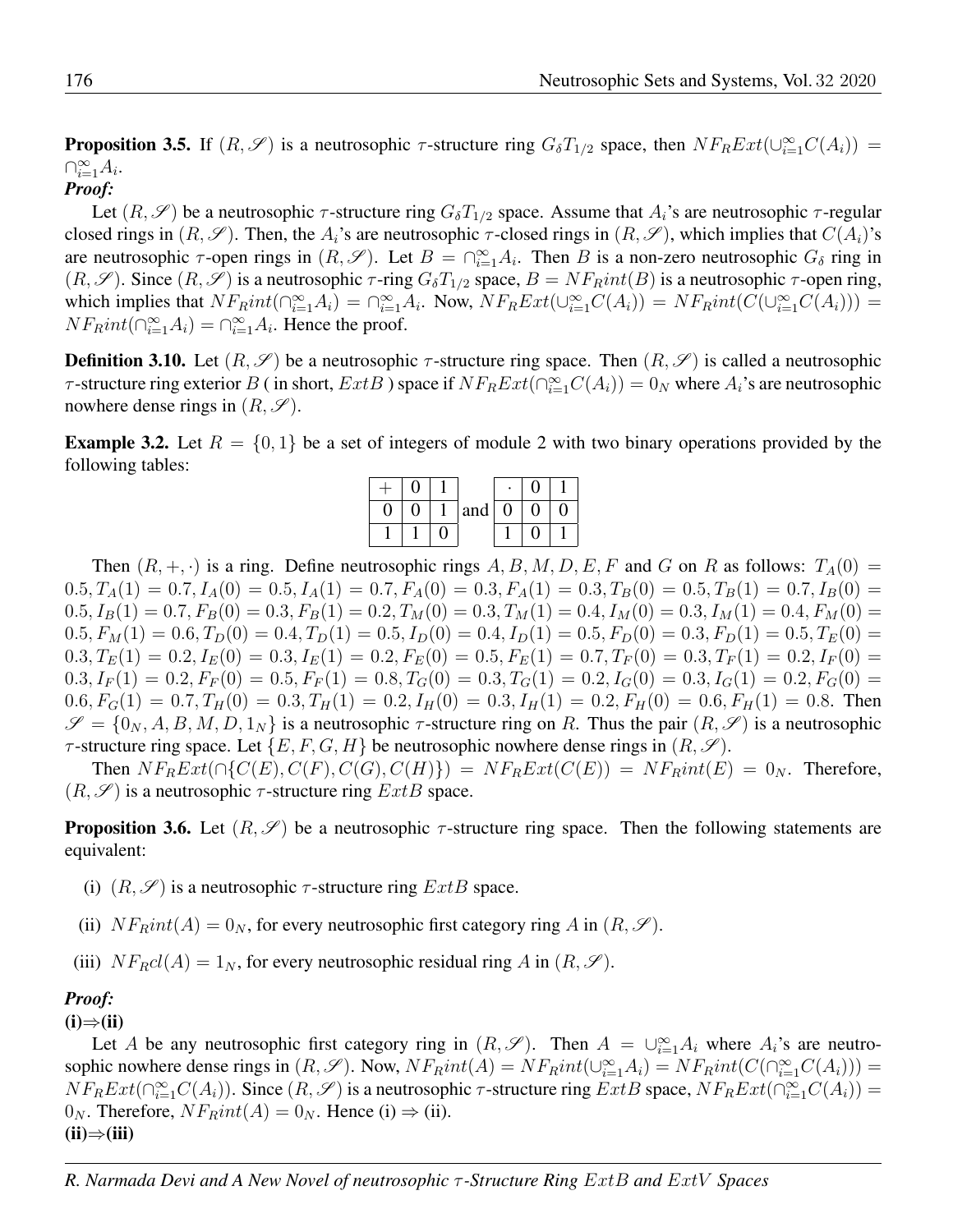**Proposition 3.5.** If $(R, \mathscr{S})$ is a neutrosophic $\tau$-structure ring $G_\delta T_{1/2}$ space, then $NF_R Ext(\cup_{i=1}^{\infty} C(A_i)) = \cap_{i=1}^{\infty} A_i$.

***Proof:***

Let $(R, \mathscr{S})$ be a neutrosophic $\tau$-structure ring $G_\delta T_{1/2}$ space. Assume that $A_i$'s are neutrosophic $\tau$-regular closed rings in $(R, \mathscr{S})$. Then, the $A_i$'s are neutrosophic $\tau$-closed rings in $(R, \mathscr{S})$, which implies that $C(A_i)$'s are neutrosophic $\tau$-open rings in $(R, \mathscr{S})$. Let $B = \cap_{i=1}^{\infty} A_i$. Then $B$ is a non-zero neutrosophic $G_\delta$ ring in $(R, \mathscr{S})$. Since $(R, \mathscr{S})$ is a neutrosophic $\tau$-ring $G_\delta T_{1/2}$ space, $B = NF_R int(B)$ is a neutrosophic $\tau$-open ring, which implies that $NF_R int(\cap_{i=1}^{\infty} A_i) = \cap_{i=1}^{\infty} A_i$. Now, $NF_R Ext(\cup_{i=1}^{\infty} C(A_i)) = NF_R int(C(\cup_{i=1}^{\infty} C(A_i))) = NF_R int(\cap_{i=1}^{\infty} A_i) = \cap_{i=1}^{\infty} A_i$. Hence the proof.

**Definition 3.10.** Let $(R, \mathscr{S})$ be a neutrosophic $\tau$-structure ring space. Then $(R, \mathscr{S})$ is called a neutrosophic $\tau$-structure ring exterior $B$ ( in short, $ExtB$ ) space if $NF_R Ext(\cap_{i=1}^{\infty} C(A_i)) = 0_N$ where $A_i$'s are neutrosophic nowhere dense rings in $(R, \mathscr{S})$.

**Example 3.2.** Let $R = \{0, 1\}$ be a set of integers of module 2 with two binary operations provided by the following tables:

| + | 0 | 1 |
|---|---|---|
| 0 | 0 | 1 |
| 1 | 1 | 0 |

and

| · | 0 | 1 |
|---|---|---|
| 0 | 0 | 0 |
| 1 | 0 | 1 |

Then $(R, +, \cdot)$ is a ring. Define neutrosophic rings $A, B, M, D, E, F$ and $G$ on $R$ as follows: $T_A(0) = 0.5, T_A(1) = 0.7, I_A(0) = 0.5, I_A(1) = 0.7, F_A(0) = 0.3, F_A(1) = 0.3, T_B(0) = 0.5, T_B(1) = 0.7, I_B(0) = 0.5, I_B(1) = 0.7, F_B(0) = 0.3, F_B(1) = 0.2, T_M(0) = 0.3, T_M(1) = 0.4, I_M(0) = 0.3, I_M(1) = 0.4, F_M(0) = 0.5, F_M(1) = 0.6, T_D(0) = 0.4, T_D(1) = 0.5, I_D(0) = 0.4, I_D(1) = 0.5, F_D(0) = 0.3, F_D(1) = 0.5, T_E(0) = 0.3, T_E(1) = 0.2, I_E(0) = 0.3, I_E(1) = 0.2, F_E(0) = 0.5, F_E(1) = 0.7, T_F(0) = 0.3, T_F(1) = 0.2, I_F(0) = 0.3, I_F(1) = 0.2, F_F(0) = 0.5, F_F(1) = 0.8, T_G(0) = 0.3, T_G(1) = 0.2, I_G(0) = 0.3, I_G(1) = 0.2, F_G(0) = 0.6, F_G(1) = 0.7, T_H(0) = 0.3, T_H(1) = 0.2, I_H(0) = 0.3, I_H(1) = 0.2, F_H(0) = 0.6, F_H(1) = 0.8$. Then $\mathscr{S} = \{0_N, A, B, M, D, 1_N\}$ is a neutrosophic $\tau$-structure ring on $R$. Thus the pair $(R, \mathscr{S})$ is a neutrosophic $\tau$-structure ring space. Let $\{E, F, G, H\}$ be neutrosophic nowhere dense rings in $(R, \mathscr{S})$.

Then $NF_R Ext(\cap\{C(E), C(F), C(G), C(H)\}) = NF_R Ext(C(E)) = NF_R int(E) = 0_N$. Therefore, $(R, \mathscr{S})$ is a neutrosophic $\tau$-structure ring $ExtB$ space.

**Proposition 3.6.** Let $(R, \mathscr{S})$ be a neutrosophic $\tau$-structure ring space. Then the following statements are equivalent:

(i) $(R, \mathscr{S})$ is a neutrosophic $\tau$-structure ring $ExtB$ space.

(ii) $NF_R int(A) = 0_N$, for every neutrosophic first category ring $A$ in $(R, \mathscr{S})$.

(iii) $NF_R cl(A) = 1_N$, for every neutrosophic residual ring $A$ in $(R, \mathscr{S})$.

***Proof:***

**(i)⇒(ii)**

Let $A$ be any neutrosophic first category ring in $(R, \mathscr{S})$. Then $A = \cup_{i=1}^{\infty} A_i$ where $A_i$'s are neutrosophic nowhere dense rings in $(R, \mathscr{S})$. Now, $NF_R int(A) = NF_R int(\cup_{i=1}^{\infty} A_i) = NF_R int(C(\cap_{i=1}^{\infty} C(A_i))) = NF_R Ext(\cap_{i=1}^{\infty} C(A_i))$. Since $(R, \mathscr{S})$ is a neutrosophic $\tau$-structure ring $ExtB$ space, $NF_R Ext(\cap_{i=1}^{\infty} C(A_i)) = 0_N$. Therefore, $NF_R int(A) = 0_N$. Hence (i) ⇒ (ii).

**(ii)⇒(iii)**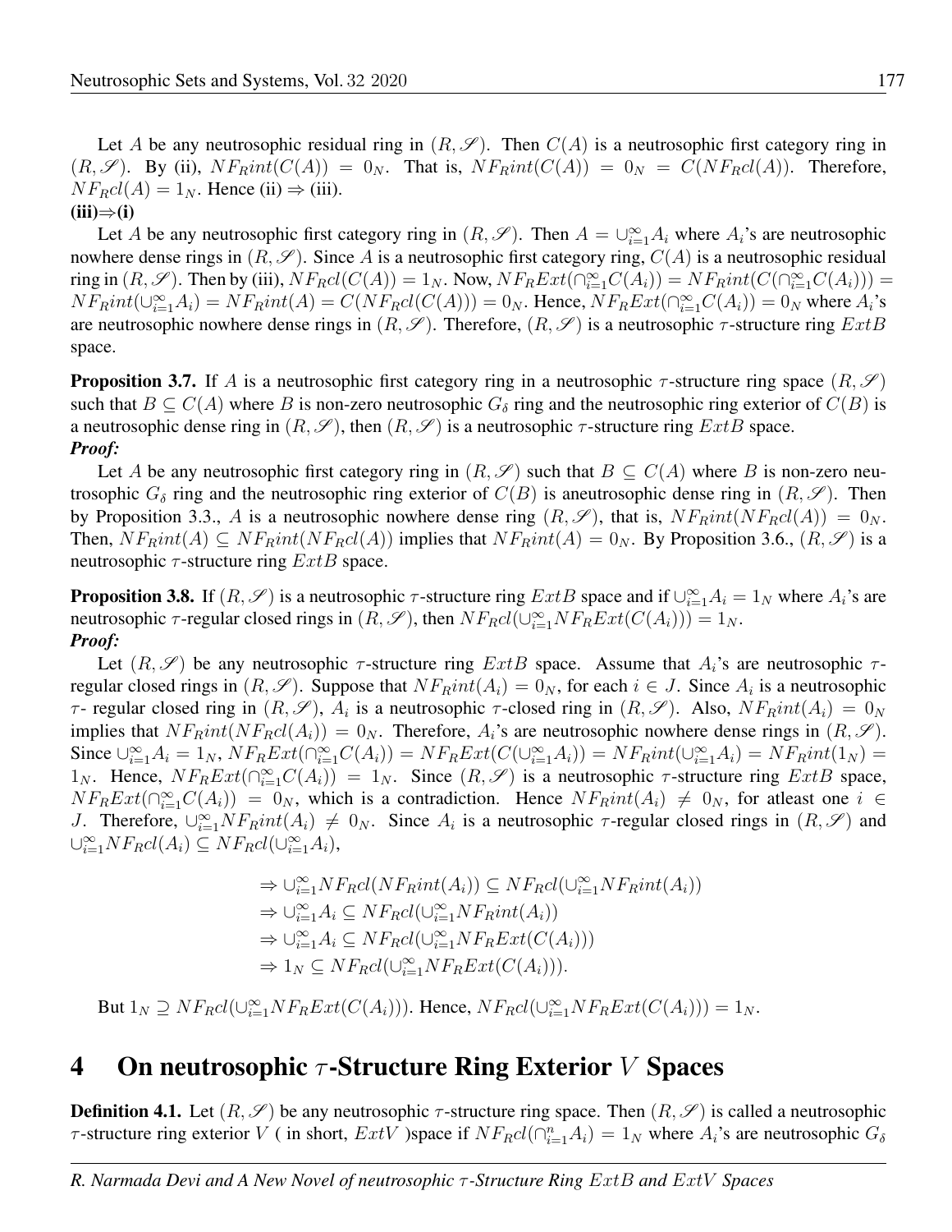Let $A$ be any neutrosophic residual ring in $(R, \mathscr{S})$. Then $C(A)$ is a neutrosophic first category ring in $(R, \mathscr{S})$. By (ii), $NF_Rint(C(A)) = 0_N$. That is, $NF_Rint(C(A)) = 0_N = C(NF_Rcl(A))$. Therefore, $NF_Rcl(A) = 1_N$. Hence (ii) $\Rightarrow$ (iii).

**(iii)$\Rightarrow$(i)**

Let $A$ be any neutrosophic first category ring in $(R, \mathscr{S})$. Then $A = \cup_{i=1}^{\infty} A_i$ where $A_i$'s are neutrosophic nowhere dense rings in $(R, \mathscr{S})$. Since $A$ is a neutrosophic first category ring, $C(A)$ is a neutrosophic residual ring in $(R, \mathscr{S})$. Then by (iii), $NF_Rcl(C(A)) = 1_N$. Now, $NF_RExt(\cap_{i=1}^{\infty} C(A_i)) = NF_Rint(C(\cap_{i=1}^{\infty} C(A_i))) = NF_Rint(\cup_{i=1}^{\infty} A_i) = NF_Rint(A) = C(NF_Rcl(C(A))) = 0_N$. Hence, $NF_RExt(\cap_{i=1}^{\infty} C(A_i)) = 0_N$ where $A_i$'s are neutrosophic nowhere dense rings in $(R, \mathscr{S})$. Therefore, $(R, \mathscr{S})$ is a neutrosophic $\tau$-structure ring $ExtB$ space.

**Proposition 3.7.** If $A$ is a neutrosophic first category ring in a neutrosophic $\tau$-structure ring space $(R, \mathscr{S})$ such that $B \subseteq C(A)$ where $B$ is non-zero neutrosophic $G_\delta$ ring and the neutrosophic ring exterior of $C(B)$ is a neutrosophic dense ring in $(R, \mathscr{S})$, then $(R, \mathscr{S})$ is a neutrosophic $\tau$-structure ring $ExtB$ space.

***Proof:***

Let $A$ be any neutrosophic first category ring in $(R, \mathscr{S})$ such that $B \subseteq C(A)$ where $B$ is non-zero neutrosophic $G_\delta$ ring and the neutrosophic ring exterior of $C(B)$ is aneutrosophic dense ring in $(R, \mathscr{S})$. Then by Proposition 3.3., $A$ is a neutrosophic nowhere dense ring $(R, \mathscr{S})$, that is, $NF_Rint(NF_Rcl(A)) = 0_N$. Then, $NF_Rint(A) \subseteq NF_Rint(NF_Rcl(A))$ implies that $NF_Rint(A) = 0_N$. By Proposition 3.6., $(R, \mathscr{S})$ is a neutrosophic $\tau$-structure ring $ExtB$ space.

**Proposition 3.8.** If $(R, \mathscr{S})$ is a neutrosophic $\tau$-structure ring $ExtB$ space and if $\cup_{i=1}^{\infty} A_i = 1_N$ where $A_i$'s are neutrosophic $\tau$-regular closed rings in $(R, \mathscr{S})$, then $NF_Rcl(\cup_{i=1}^{\infty} NF_RExt(C(A_i))) = 1_N$.

***Proof:***

Let $(R, \mathscr{S})$ be any neutrosophic $\tau$-structure ring $ExtB$ space. Assume that $A_i$'s are neutrosophic $\tau$-regular closed rings in $(R, \mathscr{S})$. Suppose that $NF_Rint(A_i) = 0_N$, for each $i \in J$. Since $A_i$ is a neutrosophic $\tau$- regular closed ring in $(R, \mathscr{S})$, $A_i$ is a neutrosophic $\tau$-closed ring in $(R, \mathscr{S})$. Also, $NF_Rint(A_i) = 0_N$ implies that $NF_Rint(NF_Rcl(A_i)) = 0_N$. Therefore, $A_i$'s are neutrosophic nowhere dense rings in $(R, \mathscr{S})$. Since $\cup_{i=1}^{\infty} A_i = 1_N$, $NF_RExt(\cap_{i=1}^{\infty} C(A_i)) = NF_RExt(C(\cup_{i=1}^{\infty} A_i)) = NF_Rint(\cup_{i=1}^{\infty} A_i) = NF_Rint(1_N) = 1_N$. Hence, $NF_RExt(\cap_{i=1}^{\infty} C(A_i)) = 1_N$. Since $(R, \mathscr{S})$ is a neutrosophic $\tau$-structure ring $ExtB$ space, $NF_RExt(\cap_{i=1}^{\infty} C(A_i)) = 0_N$, which is a contradiction. Hence $NF_Rint(A_i) \neq 0_N$, for atleast one $i \in J$. Therefore, $\cup_{i=1}^{\infty} NF_Rint(A_i) \neq 0_N$. Since $A_i$ is a neutrosophic $\tau$-regular closed rings in $(R, \mathscr{S})$ and $\cup_{i=1}^{\infty} NF_Rcl(A_i) \subseteq NF_Rcl(\cup_{i=1}^{\infty} A_i)$,

$$\Rightarrow \cup_{i=1}^{\infty} NF_Rcl(NF_Rint(A_i)) \subseteq NF_Rcl(\cup_{i=1}^{\infty} NF_Rint(A_i))$$
$$\Rightarrow \cup_{i=1}^{\infty} A_i \subseteq NF_Rcl(\cup_{i=1}^{\infty} NF_Rint(A_i))$$
$$\Rightarrow \cup_{i=1}^{\infty} A_i \subseteq NF_Rcl(\cup_{i=1}^{\infty} NF_RExt(C(A_i)))$$
$$\Rightarrow 1_N \subseteq NF_Rcl(\cup_{i=1}^{\infty} NF_RExt(C(A_i))).$$

But $1_N \supseteq NF_Rcl(\cup_{i=1}^{\infty} NF_RExt(C(A_i)))$. Hence, $NF_Rcl(\cup_{i=1}^{\infty} NF_RExt(C(A_i))) = 1_N$.

# 4 On neutrosophic $\tau$-Structure Ring Exterior $V$ Spaces

**Definition 4.1.** Let $(R, \mathscr{S})$ be any neutrosophic $\tau$-structure ring space. Then $(R, \mathscr{S})$ is called a neutrosophic $\tau$-structure ring exterior $V$ ( in short, $ExtV$ )space if $NF_Rcl(\cap_{i=1}^{n} A_i) = 1_N$ where $A_i$'s are neutrosophic $G_\delta$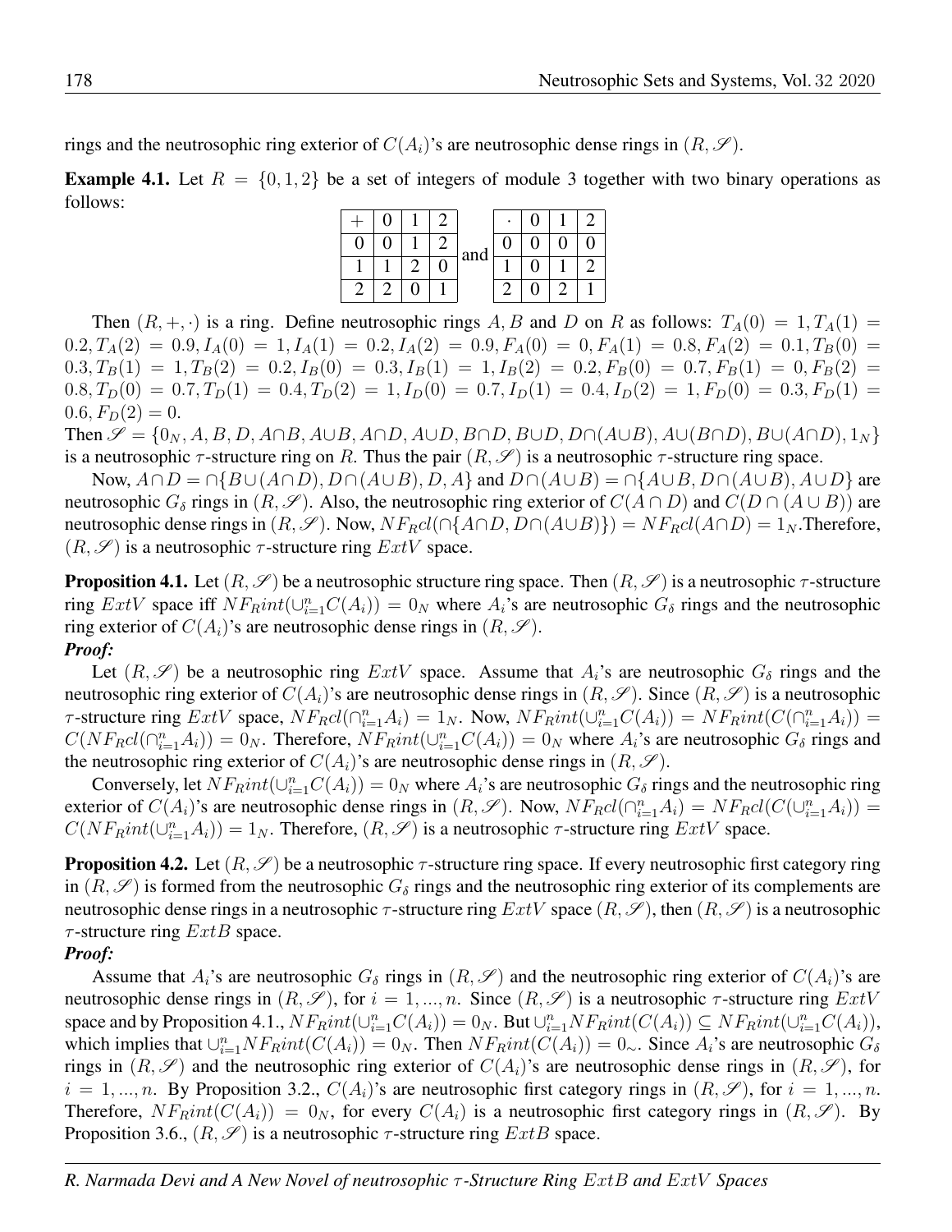rings and the neutrosophic ring exterior of $C(A_i)$'s are neutrosophic dense rings in $(R, \mathscr{S})$.

**Example 4.1.** Let $R = \{0, 1, 2\}$ be a set of integers of module 3 together with two binary operations as follows:

| + | 0 | 1 | 2 |
|---|---|---|---|
| 0 | 0 | 1 | 2 |
| 1 | 1 | 2 | 0 |
| 2 | 2 | 0 | 1 |

and

| · | 0 | 1 | 2 |
|---|---|---|---|
| 0 | 0 | 0 | 0 |
| 1 | 0 | 1 | 2 |
| 2 | 0 | 2 | 1 |

Then $(R, +, \cdot)$ is a ring. Define neutrosophic rings $A, B$ and $D$ on $R$ as follows: $T_A(0) = 1, T_A(1) = 0.2, T_A(2) = 0.9, I_A(0) = 1, I_A(1) = 0.2, I_A(2) = 0.9, F_A(0) = 0, F_A(1) = 0.8, F_A(2) = 0.1, T_B(0) = 0.3, T_B(1) = 1, T_B(2) = 0.2, I_B(0) = 0.3, I_B(1) = 1, I_B(2) = 0.2, F_B(0) = 0.7, F_B(1) = 0, F_B(2) = 0.8, T_D(0) = 0.7, T_D(1) = 0.4, T_D(2) = 1, I_D(0) = 0.7, I_D(1) = 0.4, I_D(2) = 1, F_D(0) = 0.3, F_D(1) = 0.6, F_D(2) = 0$.

Then $\mathscr{S} = \{0_N, A, B, D, A\cap B, A\cup B, A\cap D, A\cup D, B\cap D, B\cup D, D\cap(A\cup B), A\cup(B\cap D), B\cup(A\cap D), 1_N\}$ is a neutrosophic $\tau$-structure ring on $R$. Thus the pair $(R, \mathscr{S})$ is a neutrosophic $\tau$-structure ring space.

Now, $A\cap D = \cap\{B\cup(A\cap D), D\cap(A\cup B), D, A\}$ and $D\cap(A\cup B) = \cap\{A\cup B, D\cap(A\cup B), A\cup D\}$ are neutrosophic $G_\delta$ rings in $(R, \mathscr{S})$. Also, the neutrosophic ring exterior of $C(A\cap D)$ and $C(D\cap(A\cup B))$ are neutrosophic dense rings in $(R, \mathscr{S})$. Now, $NF_Rcl(\cap\{A\cap D, D\cap(A\cup B)\}) = NF_Rcl(A\cap D) = 1_N$.Therefore, $(R, \mathscr{S})$ is a neutrosophic $\tau$-structure ring $ExtV$ space.

**Proposition 4.1.** Let $(R, \mathscr{S})$ be a neutrosophic structure ring space. Then $(R, \mathscr{S})$ is a neutrosophic $\tau$-structure ring $ExtV$ space iff $NF_Rint(\cup_{i=1}^n C(A_i)) = 0_N$ where $A_i$'s are neutrosophic $G_\delta$ rings and the neutrosophic ring exterior of $C(A_i)$'s are neutrosophic dense rings in $(R, \mathscr{S})$.

***Proof:***

Let $(R, \mathscr{S})$ be a neutrosophic ring $ExtV$ space. Assume that $A_i$'s are neutrosophic $G_\delta$ rings and the neutrosophic ring exterior of $C(A_i)$'s are neutrosophic dense rings in $(R, \mathscr{S})$. Since $(R, \mathscr{S})$ is a neutrosophic $\tau$-structure ring $ExtV$ space, $NF_Rcl(\cap_{i=1}^n A_i) = 1_N$. Now, $NF_Rint(\cup_{i=1}^n C(A_i)) = NF_Rint(C(\cap_{i=1}^n A_i)) = C(NF_Rcl(\cap_{i=1}^n A_i)) = 0_N$. Therefore, $NF_Rint(\cup_{i=1}^n C(A_i)) = 0_N$ where $A_i$'s are neutrosophic $G_\delta$ rings and the neutrosophic ring exterior of $C(A_i)$'s are neutrosophic dense rings in $(R, \mathscr{S})$.

Conversely, let $NF_Rint(\cup_{i=1}^n C(A_i)) = 0_N$ where $A_i$'s are neutrosophic $G_\delta$ rings and the neutrosophic ring exterior of $C(A_i)$'s are neutrosophic dense rings in $(R, \mathscr{S})$. Now, $NF_Rcl(\cap_{i=1}^n A_i) = NF_Rcl(C(\cup_{i=1}^n A_i)) = C(NF_Rint(\cup_{i=1}^n A_i)) = 1_N$. Therefore, $(R, \mathscr{S})$ is a neutrosophic $\tau$-structure ring $ExtV$ space.

**Proposition 4.2.** Let $(R, \mathscr{S})$ be a neutrosophic $\tau$-structure ring space. If every neutrosophic first category ring in $(R, \mathscr{S})$ is formed from the neutrosophic $G_\delta$ rings and the neutrosophic ring exterior of its complements are neutrosophic dense rings in a neutrosophic $\tau$-structure ring $ExtV$ space $(R, \mathscr{S})$, then $(R, \mathscr{S})$ is a neutrosophic $\tau$-structure ring $ExtB$ space.

***Proof:***

Assume that $A_i$'s are neutrosophic $G_\delta$ rings in $(R, \mathscr{S})$ and the neutrosophic ring exterior of $C(A_i)$'s are neutrosophic dense rings in $(R, \mathscr{S})$, for $i = 1, ..., n$. Since $(R, \mathscr{S})$ is a neutrosophic $\tau$-structure ring $ExtV$ space and by Proposition 4.1., $NF_Rint(\cup_{i=1}^n C(A_i)) = 0_N$. But $\cup_{i=1}^n NF_Rint(C(A_i)) \subseteq NF_Rint(\cup_{i=1}^n C(A_i))$, which implies that $\cup_{i=1}^n NF_Rint(C(A_i)) = 0_N$. Then $NF_Rint(C(A_i)) = 0_\sim$. Since $A_i$'s are neutrosophic $G_\delta$ rings in $(R, \mathscr{S})$ and the neutrosophic ring exterior of $C(A_i)$'s are neutrosophic dense rings in $(R, \mathscr{S})$, for $i = 1, ..., n$. By Proposition 3.2., $C(A_i)$'s are neutrosophic first category rings in $(R, \mathscr{S})$, for $i = 1, ..., n$. Therefore, $NF_Rint(C(A_i)) = 0_N$, for every $C(A_i)$ is a neutrosophic first category rings in $(R, \mathscr{S})$. By Proposition 3.6., $(R, \mathscr{S})$ is a neutrosophic $\tau$-structure ring $ExtB$ space.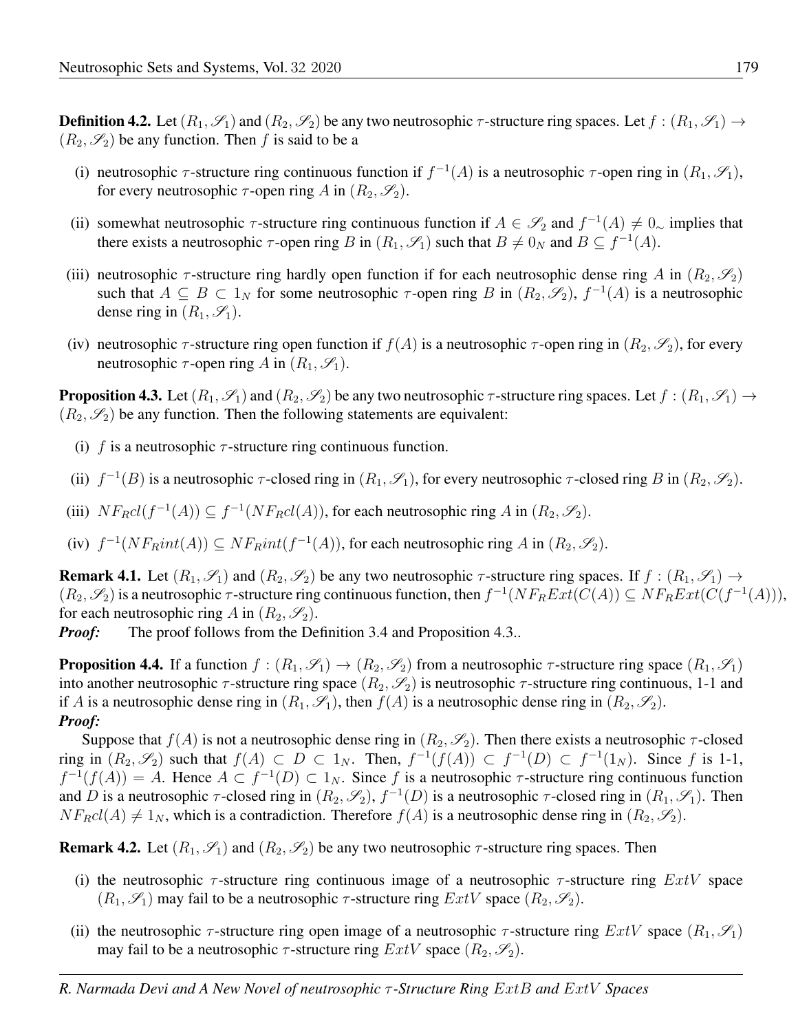**Definition 4.2.** Let $(R_1, \mathscr{S}_1)$ and $(R_2, \mathscr{S}_2)$ be any two neutrosophic $\tau$-structure ring spaces. Let $f : (R_1, \mathscr{S}_1) \rightarrow (R_2, \mathscr{S}_2)$ be any function. Then $f$ is said to be a

(i) neutrosophic $\tau$-structure ring continuous function if $f^{-1}(A)$ is a neutrosophic $\tau$-open ring in $(R_1, \mathscr{S}_1)$, for every neutrosophic $\tau$-open ring $A$ in $(R_2, \mathscr{S}_2)$.

(ii) somewhat neutrosophic $\tau$-structure ring continuous function if $A \in \mathscr{S}_2$ and $f^{-1}(A) \neq 0_\sim$ implies that there exists a neutrosophic $\tau$-open ring $B$ in $(R_1, \mathscr{S}_1)$ such that $B \neq 0_N$ and $B \subseteq f^{-1}(A)$.

(iii) neutrosophic $\tau$-structure ring hardly open function if for each neutrosophic dense ring $A$ in $(R_2, \mathscr{S}_2)$ such that $A \subseteq B \subset 1_N$ for some neutrosophic $\tau$-open ring $B$ in $(R_2, \mathscr{S}_2)$, $f^{-1}(A)$ is a neutrosophic dense ring in $(R_1, \mathscr{S}_1)$.

(iv) neutrosophic $\tau$-structure ring open function if $f(A)$ is a neutrosophic $\tau$-open ring in $(R_2, \mathscr{S}_2)$, for every neutrosophic $\tau$-open ring $A$ in $(R_1, \mathscr{S}_1)$.

**Proposition 4.3.** Let $(R_1, \mathscr{S}_1)$ and $(R_2, \mathscr{S}_2)$ be any two neutrosophic $\tau$-structure ring spaces. Let $f : (R_1, \mathscr{S}_1) \rightarrow (R_2, \mathscr{S}_2)$ be any function. Then the following statements are equivalent:

(i) $f$ is a neutrosophic $\tau$-structure ring continuous function.

(ii) $f^{-1}(B)$ is a neutrosophic $\tau$-closed ring in $(R_1, \mathscr{S}_1)$, for every neutrosophic $\tau$-closed ring $B$ in $(R_2, \mathscr{S}_2)$.

(iii) $NF_Rcl(f^{-1}(A)) \subseteq f^{-1}(NF_Rcl(A))$, for each neutrosophic ring $A$ in $(R_2, \mathscr{S}_2)$.

(iv) $f^{-1}(NF_Rint(A)) \subseteq NF_Rint(f^{-1}(A))$, for each neutrosophic ring $A$ in $(R_2, \mathscr{S}_2)$.

**Remark 4.1.** Let $(R_1, \mathscr{S}_1)$ and $(R_2, \mathscr{S}_2)$ be any two neutrosophic $\tau$-structure ring spaces. If $f : (R_1, \mathscr{S}_1) \rightarrow (R_2, \mathscr{S}_2)$ is a neutrosophic $\tau$-structure ring continuous function, then $f^{-1}(NF_RExt(C(A)) \subseteq NF_RExt(C(f^{-1}(A)))$, for each neutrosophic ring $A$ in $(R_2, \mathscr{S}_2)$.

***Proof:*** The proof follows from the Definition 3.4 and Proposition 4.3..

**Proposition 4.4.** If a function $f : (R_1, \mathscr{S}_1) \rightarrow (R_2, \mathscr{S}_2)$ from a neutrosophic $\tau$-structure ring space $(R_1, \mathscr{S}_1)$ into another neutrosophic $\tau$-structure ring space $(R_2, \mathscr{S}_2)$ is neutrosophic $\tau$-structure ring continuous, 1-1 and if $A$ is a neutrosophic dense ring in $(R_1, \mathscr{S}_1)$, then $f(A)$ is a neutrosophic dense ring in $(R_2, \mathscr{S}_2)$.

***Proof:***

Suppose that $f(A)$ is not a neutrosophic dense ring in $(R_2, \mathscr{S}_2)$. Then there exists a neutrosophic $\tau$-closed ring in $(R_2, \mathscr{S}_2)$ such that $f(A) \subset D \subset 1_N$. Then, $f^{-1}(f(A)) \subset f^{-1}(D) \subset f^{-1}(1_N)$. Since $f$ is 1-1, $f^{-1}(f(A)) = A$. Hence $A \subset f^{-1}(D) \subset 1_N$. Since $f$ is a neutrosophic $\tau$-structure ring continuous function and $D$ is a neutrosophic $\tau$-closed ring in $(R_2, \mathscr{S}_2)$, $f^{-1}(D)$ is a neutrosophic $\tau$-closed ring in $(R_1, \mathscr{S}_1)$. Then $NF_Rcl(A) \neq 1_N$, which is a contradiction. Therefore $f(A)$ is a neutrosophic dense ring in $(R_2, \mathscr{S}_2)$.

**Remark 4.2.** Let $(R_1, \mathscr{S}_1)$ and $(R_2, \mathscr{S}_2)$ be any two neutrosophic $\tau$-structure ring spaces. Then

(i) the neutrosophic $\tau$-structure ring continuous image of a neutrosophic $\tau$-structure ring $ExtV$ space $(R_1, \mathscr{S}_1)$ may fail to be a neutrosophic $\tau$-structure ring $ExtV$ space $(R_2, \mathscr{S}_2)$.

(ii) the neutrosophic $\tau$-structure ring open image of a neutrosophic $\tau$-structure ring $ExtV$ space $(R_1, \mathscr{S}_1)$ may fail to be a neutrosophic $\tau$-structure ring $ExtV$ space $(R_2, \mathscr{S}_2)$.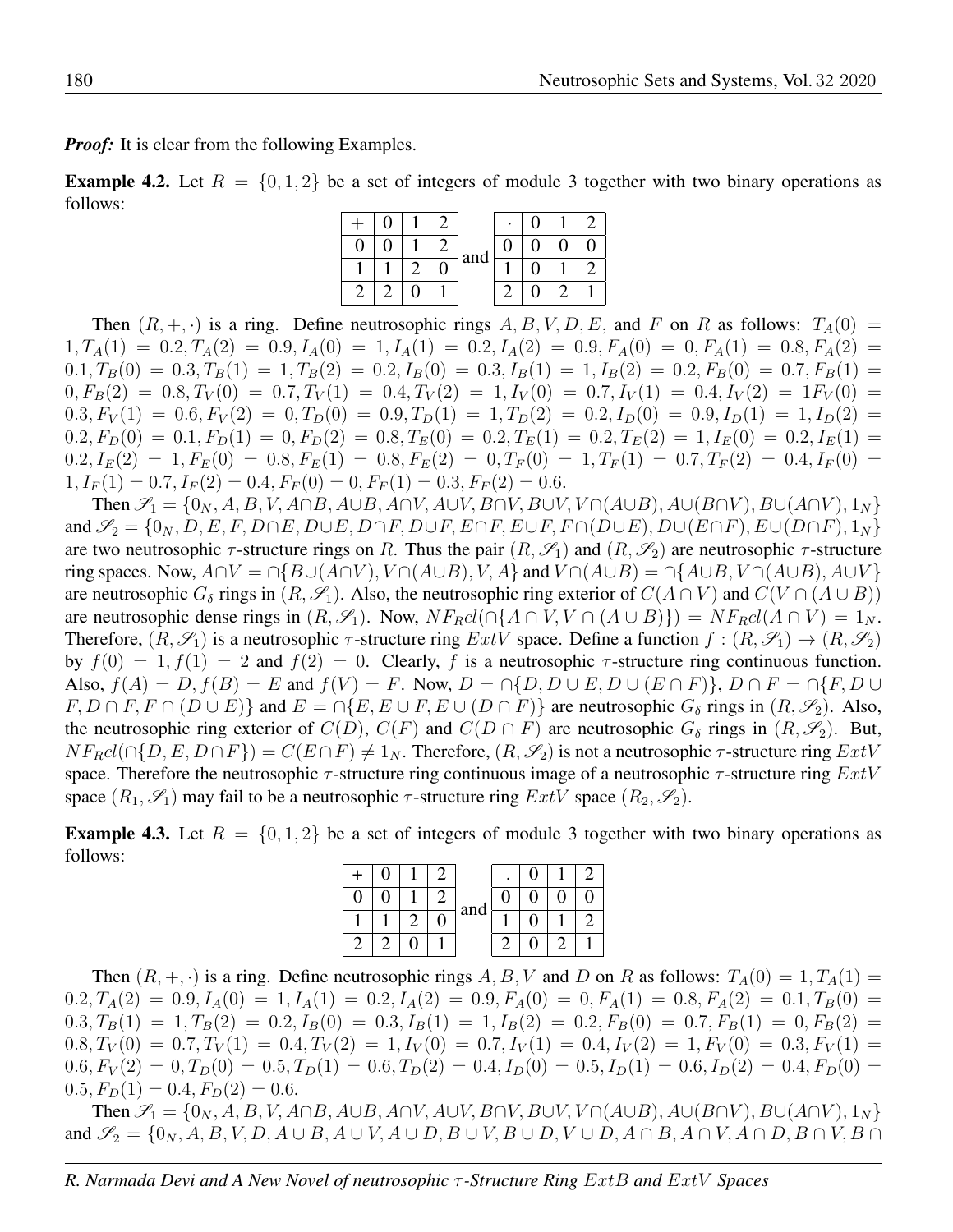***Proof:*** It is clear from the following Examples.

**Example 4.2.** Let $R = \{0, 1, 2\}$ be a set of integers of module 3 together with two binary operations as follows:

| $+$ | 0 | 1 | 2 |
|---|---|---|---|
| 0 | 0 | 1 | 2 |
| 1 | 1 | 2 | 0 |
| 2 | 2 | 0 | 1 |

and

| $\cdot$ | 0 | 1 | 2 |
|---|---|---|---|
| 0 | 0 | 0 | 0 |
| 1 | 0 | 1 | 2 |
| 2 | 0 | 2 | 1 |

Then $(R, +, \cdot)$ is a ring. Define neutrosophic rings $A, B, V, D, E$, and $F$ on $R$ as follows: $T_A(0) = 1, T_A(1) = 0.2, T_A(2) = 0.9, I_A(0) = 1, I_A(1) = 0.2, I_A(2) = 0.9, F_A(0) = 0, F_A(1) = 0.8, F_A(2) = 0.1, T_B(0) = 0.3, T_B(1) = 1, T_B(2) = 0.2, I_B(0) = 0.3, I_B(1) = 1, I_B(2) = 0.2, F_B(0) = 0.7, F_B(1) = 0, F_B(2) = 0.8, T_V(0) = 0.7, T_V(1) = 0.4, T_V(2) = 1, I_V(0) = 0.7, I_V(1) = 0.4, I_V(2) = 1 F_V(0) = 0.3, F_V(1) = 0.6, F_V(2) = 0, T_D(0) = 0.9, T_D(1) = 1, T_D(2) = 0.2, I_D(0) = 0.9, I_D(1) = 1, I_D(2) = 0.2, F_D(0) = 0.1, F_D(1) = 0, F_D(2) = 0.8, T_E(0) = 0.2, T_E(1) = 0.2, T_E(2) = 1, I_E(0) = 0.2, I_E(1) = 0.2, I_E(2) = 1, F_E(0) = 0.8, F_E(1) = 0.8, F_E(2) = 0, T_F(0) = 1, T_F(1) = 0.7, T_F(2) = 0.4, I_F(0) = 1, I_F(1) = 0.7, I_F(2) = 0.4, F_F(0) = 0, F_F(1) = 0.3, F_F(2) = 0.6$.

Then $\mathscr{S}_1 = \{0_N, A, B, V, A{\cap}B, A{\cup}B, A{\cap}V, A{\cup}V, B{\cap}V, B{\cup}V, V{\cap}(A{\cup}B), A{\cup}(B{\cap}V), B{\cup}(A{\cap}V), 1_N\}$ and $\mathscr{S}_2 = \{0_N, D, E, F, D{\cap}E, D{\cup}E, D{\cap}F, D{\cup}F, E{\cap}F, E{\cup}F, F{\cap}(D{\cup}E), D{\cup}(E{\cap}F), E{\cup}(D{\cap}F), 1_N\}$ are two neutrosophic $\tau$-structure rings on $R$. Thus the pair $(R, \mathscr{S}_1)$ and $(R, \mathscr{S}_2)$ are neutrosophic $\tau$-structure ring spaces. Now, $A{\cap}V = \cap\{B{\cup}(A{\cap}V), V{\cap}(A{\cup}B), V, A\}$ and $V{\cap}(A{\cup}B) = \cap\{A{\cup}B, V{\cap}(A{\cup}B), A{\cup}V\}$ are neutrosophic $G_\delta$ rings in $(R, \mathscr{S}_1)$. Also, the neutrosophic ring exterior of $C(A \cap V)$ and $C(V \cap (A \cup B))$ are neutrosophic dense rings in $(R, \mathscr{S}_1)$. Now, $NF_Rcl(\cap\{A \cap V, V \cap (A \cup B)\}) = NF_Rcl(A \cap V) = 1_N$. Therefore, $(R, \mathscr{S}_1)$ is a neutrosophic $\tau$-structure ring $ExtV$ space. Define a function $f : (R, \mathscr{S}_1) \to (R, \mathscr{S}_2)$ by $f(0) = 1, f(1) = 2$ and $f(2) = 0$. Clearly, $f$ is a neutrosophic $\tau$-structure ring continuous function. Also, $f(A) = D, f(B) = E$ and $f(V) = F$. Now, $D = \cap\{D, D \cup E, D \cup (E \cap F)\}$, $D \cap F = \cap\{F, D \cup F, D \cap F, F \cap (D \cup E)\}$ and $E = \cap\{E, E \cup F, E \cup (D \cap F)\}$ are neutrosophic $G_\delta$ rings in $(R, \mathscr{S}_2)$. Also, the neutrosophic ring exterior of $C(D)$, $C(F)$ and $C(D \cap F)$ are neutrosophic $G_\delta$ rings in $(R, \mathscr{S}_2)$. But, $NF_Rcl(\cap\{D, E, D \cap F\}) = C(E \cap F) \neq 1_N$. Therefore, $(R, \mathscr{S}_2)$ is not a neutrosophic $\tau$-structure ring $ExtV$ space. Therefore the neutrosophic $\tau$-structure ring continuous image of a neutrosophic $\tau$-structure ring $ExtV$ space $(R_1, \mathscr{S}_1)$ may fail to be a neutrosophic $\tau$-structure ring $ExtV$ space $(R_2, \mathscr{S}_2)$.

**Example 4.3.** Let $R = \{0, 1, 2\}$ be a set of integers of module 3 together with two binary operations as follows:

| + | 0 | 1 | 2 |
|---|---|---|---|
| 0 | 0 | 1 | 2 |
| 1 | 1 | 2 | 0 |
| 2 | 2 | 0 | 1 |

and

| . | 0 | 1 | 2 |
|---|---|---|---|
| 0 | 0 | 0 | 0 |
| 1 | 0 | 1 | 2 |
| 2 | 0 | 2 | 1 |

Then $(R, +, \cdot)$ is a ring. Define neutrosophic rings $A, B, V$ and $D$ on $R$ as follows: $T_A(0) = 1, T_A(1) = 0.2, T_A(2) = 0.9, I_A(0) = 1, I_A(1) = 0.2, I_A(2) = 0.9, F_A(0) = 0, F_A(1) = 0.8, F_A(2) = 0.1, T_B(0) = 0.3, T_B(1) = 1, T_B(2) = 0.2, I_B(0) = 0.3, I_B(1) = 1, I_B(2) = 0.2, F_B(0) = 0.7, F_B(1) = 0, F_B(2) = 0.8, T_V(0) = 0.7, T_V(1) = 0.4, T_V(2) = 1, I_V(0) = 0.7, I_V(1) = 0.4, I_V(2) = 1, F_V(0) = 0.3, F_V(1) = 0.6, F_V(2) = 0, T_D(0) = 0.5, T_D(1) = 0.6, T_D(2) = 0.4, I_D(0) = 0.5, I_D(1) = 0.6, I_D(2) = 0.4, F_D(0) = 0.5, F_D(1) = 0.4, F_D(2) = 0.6$.

Then $\mathscr{S}_1 = \{0_N, A, B, V, A{\cap}B, A{\cup}B, A{\cap}V, A{\cup}V, B{\cap}V, B{\cup}V, V{\cap}(A{\cup}B), A{\cup}(B{\cap}V), B{\cup}(A{\cap}V), 1_N\}$ and $\mathscr{S}_2 = \{0_N, A, B, V, D, A \cup B, A \cup V, A \cup D, B \cup V, B \cup D, V \cup D, A \cap B, A \cap V, A \cap D, B \cap V, B \cap$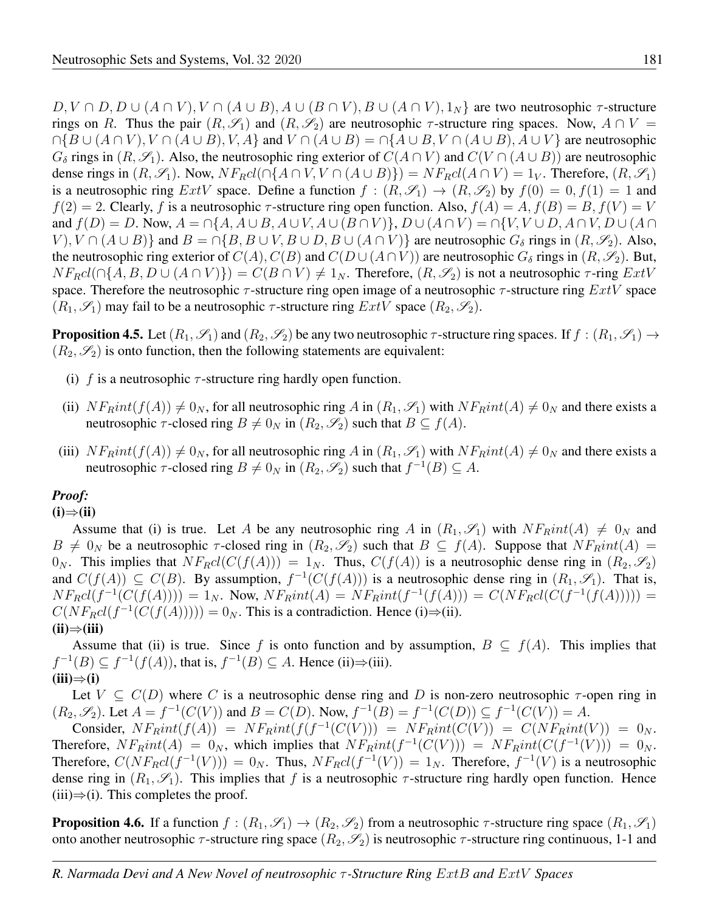$D, V \cap D, D \cup (A \cap V), V \cap (A \cup B), A \cup (B \cap V), B \cup (A \cap V), 1_N\}$ are two neutrosophic $\tau$-structure rings on $R$. Thus the pair $(R, \mathscr{S}_1)$ and $(R, \mathscr{S}_2)$ are neutrosophic $\tau$-structure ring spaces. Now, $A \cap V = \cap\{B \cup (A \cap V), V \cap (A \cup B), V, A\}$ and $V \cap (A \cup B) = \cap\{A \cup B, V \cap (A \cup B), A \cup V\}$ are neutrosophic $G_\delta$ rings in $(R, \mathscr{S}_1)$. Also, the neutrosophic ring exterior of $C(A \cap V)$ and $C(V \cap (A \cup B))$ are neutrosophic dense rings in $(R, \mathscr{S}_1)$. Now, $NF_R cl(\cap\{A \cap V, V \cap (A \cup B)\}) = NF_R cl(A \cap V) = 1_V$. Therefore, $(R, \mathscr{S}_1)$ is a neutrosophic ring $ExtV$ space. Define a function $f : (R, \mathscr{S}_1) \to (R, \mathscr{S}_2)$ by $f(0) = 0, f(1) = 1$ and $f(2) = 2$. Clearly, $f$ is a neutrosophic $\tau$-structure ring open function. Also, $f(A) = A, f(B) = B, f(V) = V$ and $f(D) = D$. Now, $A = \cap\{A, A \cup B, A \cup V, A \cup (B \cap V)\}$, $D \cup (A \cap V) = \cap\{V, V \cup D, A \cap V, D \cup (A \cap V), V \cap (A \cup B)\}$ and $B = \cap\{B, B \cup V, B \cup D, B \cup (A \cap V)\}$ are neutrosophic $G_\delta$ rings in $(R, \mathscr{S}_2)$. Also, the neutrosophic ring exterior of $C(A), C(B)$ and $C(D \cup (A \cap V))$ are neutrosophic $G_\delta$ rings in $(R, \mathscr{S}_2)$. But, $NF_R cl(\cap\{A, B, D \cup (A \cap V)\}) = C(B \cap V) \neq 1_N$. Therefore, $(R, \mathscr{S}_2)$ is not a neutrosophic $\tau$-ring $ExtV$ space. Therefore the neutrosophic $\tau$-structure ring open image of a neutrosophic $\tau$-structure ring $ExtV$ space $(R_1, \mathscr{S}_1)$ may fail to be a neutrosophic $\tau$-structure ring $ExtV$ space $(R_2, \mathscr{S}_2)$.

**Proposition 4.5.** Let $(R_1, \mathscr{S}_1)$ and $(R_2, \mathscr{S}_2)$ be any two neutrosophic $\tau$-structure ring spaces. If $f : (R_1, \mathscr{S}_1) \to (R_2, \mathscr{S}_2)$ is onto function, then the following statements are equivalent:

(i) $f$ is a neutrosophic $\tau$-structure ring hardly open function.

(ii) $NF_R int(f(A)) \neq 0_N$, for all neutrosophic ring $A$ in $(R_1, \mathscr{S}_1)$ with $NF_R int(A) \neq 0_N$ and there exists a neutrosophic $\tau$-closed ring $B \neq 0_N$ in $(R_2, \mathscr{S}_2)$ such that $B \subseteq f(A)$.

(iii) $NF_R int(f(A)) \neq 0_N$, for all neutrosophic ring $A$ in $(R_1, \mathscr{S}_1)$ with $NF_R int(A) \neq 0_N$ and there exists a neutrosophic $\tau$-closed ring $B \neq 0_N$ in $(R_2, \mathscr{S}_2)$ such that $f^{-1}(B) \subseteq A$.

***Proof:***

**(i)⇒(ii)**

Assume that (i) is true. Let $A$ be any neutrosophic ring $A$ in $(R_1, \mathscr{S}_1)$ with $NF_R int(A) \neq 0_N$ and $B \neq 0_N$ be a neutrosophic $\tau$-closed ring in $(R_2, \mathscr{S}_2)$ such that $B \subseteq f(A)$. Suppose that $NF_R int(A) = 0_N$. This implies that $NF_R cl(C(f(A))) = 1_N$. Thus, $C(f(A))$ is a neutrosophic dense ring in $(R_2, \mathscr{S}_2)$ and $C(f(A)) \subseteq C(B)$. By assumption, $f^{-1}(C(f(A)))$ is a neutrosophic dense ring in $(R_1, \mathscr{S}_1)$. That is, $NF_R cl(f^{-1}(C(f(A)))) = 1_N$. Now, $NF_R int(A) = NF_R int(f^{-1}(f(A))) = C(NF_R cl(C(f^{-1}(f(A))))) = C(NF_R cl(f^{-1}(C(f(A))))) = 0_N$. This is a contradiction. Hence (i)⇒(ii).

**(ii)⇒(iii)**

Assume that (ii) is true. Since $f$ is onto function and by assumption, $B \subseteq f(A)$. This implies that $f^{-1}(B) \subseteq f^{-1}(f(A))$, that is, $f^{-1}(B) \subseteq A$. Hence (ii)⇒(iii).

**(iii)⇒(i)**

Let $V \subseteq C(D)$ where $C$ is a neutrosophic dense ring and $D$ is non-zero neutrosophic $\tau$-open ring in $(R_2, \mathscr{S}_2)$. Let $A = f^{-1}(C(V))$ and $B = C(D)$. Now, $f^{-1}(B) = f^{-1}(C(D)) \subseteq f^{-1}(C(V)) = A$.

Consider, $NF_R int(f(A)) = NF_R int(f(f^{-1}(C(V))) = NF_R int(C(V)) = C(NF_R int(V)) = 0_N$. Therefore, $NF_R int(A) = 0_N$, which implies that $NF_R int(f^{-1}(C(V))) = NF_R int(C(f^{-1}(V))) = 0_N$. Therefore, $C(NF_R cl(f^{-1}(V))) = 0_N$. Thus, $NF_R cl(f^{-1}(V)) = 1_N$. Therefore, $f^{-1}(V)$ is a neutrosophic dense ring in $(R_1, \mathscr{S}_1)$. This implies that $f$ is a neutrosophic $\tau$-structure ring hardly open function. Hence (iii)⇒(i). This completes the proof.

**Proposition 4.6.** If a function $f : (R_1, \mathscr{S}_1) \to (R_2, \mathscr{S}_2)$ from a neutrosophic $\tau$-structure ring space $(R_1, \mathscr{S}_1)$ onto another neutrosophic $\tau$-structure ring space $(R_2, \mathscr{S}_2)$ is neutrosophic $\tau$-structure ring continuous, 1-1 and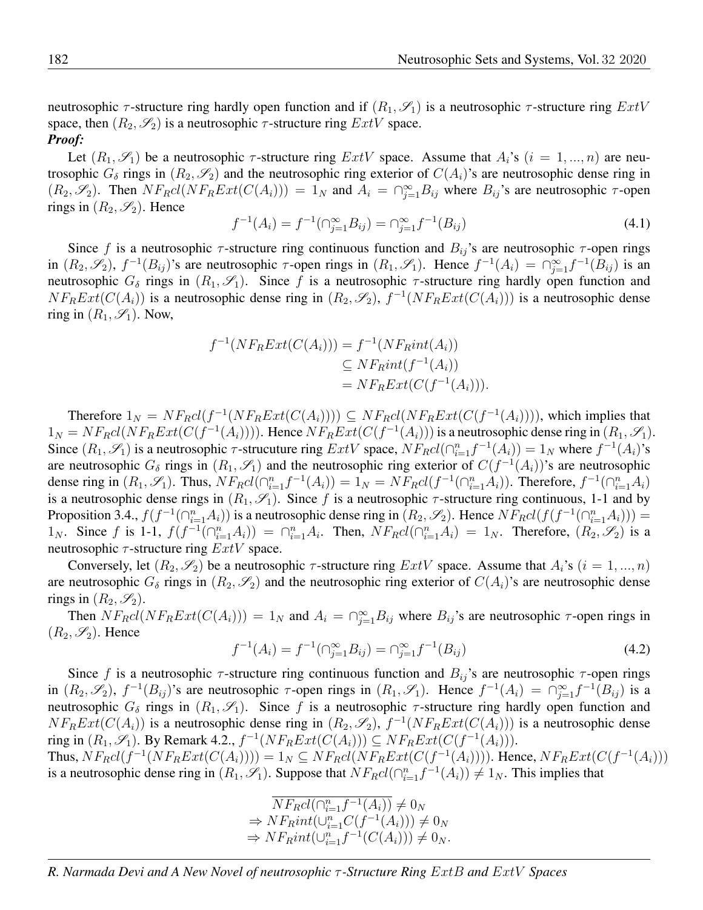neutrosophic $\tau$-structure ring hardly open function and if $(R_1, \mathscr{S}_1)$ is a neutrosophic $\tau$-structure ring $ExtV$ space, then $(R_2, \mathscr{S}_2)$ is a neutrosophic $\tau$-structure ring $ExtV$ space.

***Proof:***

Let $(R_1, \mathscr{S}_1)$ be a neutrosophic $\tau$-structure ring $ExtV$ space. Assume that $A_i$'s $(i = 1, ..., n)$ are neutrosophic $G_\delta$ rings in $(R_2, \mathscr{S}_2)$ and the neutrosophic ring exterior of $C(A_i)$'s are neutrosophic dense ring in $(R_2, \mathscr{S}_2)$. Then $NF_Rcl(NF_RExt(C(A_i))) = 1_N$ and $A_i = \cap_{j=1}^{\infty} B_{ij}$ where $B_{ij}$'s are neutrosophic $\tau$-open rings in $(R_2, \mathscr{S}_2)$. Hence

$$f^{-1}(A_i) = f^{-1}(\cap_{j=1}^{\infty} B_{ij}) = \cap_{j=1}^{\infty} f^{-1}(B_{ij}) \tag{4.1}$$

Since $f$ is a neutrosophic $\tau$-structure ring continuous function and $B_{ij}$'s are neutrosophic $\tau$-open rings in $(R_2, \mathscr{S}_2)$, $f^{-1}(B_{ij})$'s are neutrosophic $\tau$-open rings in $(R_1, \mathscr{S}_1)$. Hence $f^{-1}(A_i) = \cap_{j=1}^{\infty} f^{-1}(B_{ij})$ is an neutrosophic $G_\delta$ rings in $(R_1, \mathscr{S}_1)$. Since $f$ is a neutrosophic $\tau$-structure ring hardly open function and $NF_RExt(C(A_i))$ is a neutrosophic dense ring in $(R_2, \mathscr{S}_2)$, $f^{-1}(NF_RExt(C(A_i)))$ is a neutrosophic dense ring in $(R_1, \mathscr{S}_1)$. Now,

$$\begin{aligned} f^{-1}(NF_RExt(C(A_i))) &= f^{-1}(NF_Rint(A_i)) \\ &\subseteq NF_Rint(f^{-1}(A_i)) \\ &= NF_RExt(C(f^{-1}(A_i))). \end{aligned}$$

Therefore $1_N = NF_Rcl(f^{-1}(NF_RExt(C(A_i)))) \subseteq NF_Rcl(NF_RExt(C(f^{-1}(A_i))))$, which implies that $1_N = NF_Rcl(NF_RExt(C(f^{-1}(A_i))))$. Hence $NF_RExt(C(f^{-1}(A_i)))$ is a neutrosophic dense ring in $(R_1, \mathscr{S}_1)$. Since $(R_1, \mathscr{S}_1)$ is a neutrosophic $\tau$-strucuture ring $ExtV$ space, $NF_Rcl(\cap_{i=1}^{n} f^{-1}(A_i)) = 1_N$ where $f^{-1}(A_i)$'s are neutrosophic $G_\delta$ rings in $(R_1, \mathscr{S}_1)$ and the neutrosophic ring exterior of $C(f^{-1}(A_i))$'s are neutrosophic dense ring in $(R_1, \mathscr{S}_1)$. Thus, $NF_Rcl(\cap_{i=1}^{n} f^{-1}(A_i)) = 1_N = NF_Rcl(f^{-1}(\cap_{i=1}^{n} A_i))$. Therefore, $f^{-1}(\cap_{i=1}^{n} A_i)$ is a neutrosophic dense rings in $(R_1, \mathscr{S}_1)$. Since $f$ is a neutrosophic $\tau$-structure ring continuous, 1-1 and by Proposition 3.4., $f(f^{-1}(\cap_{i=1}^{n} A_i))$ is a neutrosophic dense ring in $(R_2, \mathscr{S}_2)$. Hence $NF_Rcl(f(f^{-1}(\cap_{i=1}^{n} A_i))) = 1_N$. Since $f$ is 1-1, $f(f^{-1}(\cap_{i=1}^{n} A_i)) = \cap_{i=1}^{n} A_i$. Then, $NF_Rcl(\cap_{i=1}^{n} A_i) = 1_N$. Therefore, $(R_2, \mathscr{S}_2)$ is a neutrosophic $\tau$-structure ring $ExtV$ space.

Conversely, let $(R_2, \mathscr{S}_2)$ be a neutrosophic $\tau$-structure ring $ExtV$ space. Assume that $A_i$'s $(i = 1, ..., n)$ are neutrosophic $G_\delta$ rings in $(R_2, \mathscr{S}_2)$ and the neutrosophic ring exterior of $C(A_i)$'s are neutrosophic dense rings in $(R_2, \mathscr{S}_2)$.

Then $NF_Rcl(NF_RExt(C(A_i))) = 1_N$ and $A_i = \cap_{j=1}^{\infty} B_{ij}$ where $B_{ij}$'s are neutrosophic $\tau$-open rings in $(R_2, \mathscr{S}_2)$. Hence

$$f^{-1}(A_i) = f^{-1}(\cap_{j=1}^{\infty} B_{ij}) = \cap_{j=1}^{\infty} f^{-1}(B_{ij}) \tag{4.2}$$

Since $f$ is a neutrosophic $\tau$-structure ring continuous function and $B_{ij}$'s are neutrosophic $\tau$-open rings in $(R_2, \mathscr{S}_2)$, $f^{-1}(B_{ij})$'s are neutrosophic $\tau$-open rings in $(R_1, \mathscr{S}_1)$. Hence $f^{-1}(A_i) = \cap_{j=1}^{\infty} f^{-1}(B_{ij})$ is a neutrosophic $G_\delta$ rings in $(R_1, \mathscr{S}_1)$. Since $f$ is a neutrosophic $\tau$-structure ring hardly open function and $NF_RExt(C(A_i))$ is a neutrosophic dense ring in $(R_2, \mathscr{S}_2)$, $f^{-1}(NF_RExt(C(A_i)))$ is a neutrosophic dense ring in $(R_1, \mathscr{S}_1)$. By Remark 4.2., $f^{-1}(NF_RExt(C(A_i))) \subseteq NF_RExt(C(f^{-1}(A_i)))$.

Thus, $NF_Rcl(f^{-1}(NF_RExt(C(A_i)))) = 1_N \subseteq NF_Rcl(NF_RExt(C(f^{-1}(A_i))))$. Hence, $NF_RExt(C(f^{-1}(A_i)))$ is a neutrosophic dense ring in $(R_1, \mathscr{S}_1)$. Suppose that $NF_Rcl(\cap_{i=1}^{n} f^{-1}(A_i)) \neq 1_N$. This implies that

$$\begin{aligned} &\overline{NF_Rcl(\cap_{i=1}^{n} f^{-1}(A_i))} \neq 0_N \\ &\Rightarrow NF_Rint(\cup_{i=1}^{n} C(f^{-1}(A_i))) \neq 0_N \\ &\Rightarrow NF_Rint(\cup_{i=1}^{n} f^{-1}(C(A_i))) \neq 0_N. \end{aligned}$$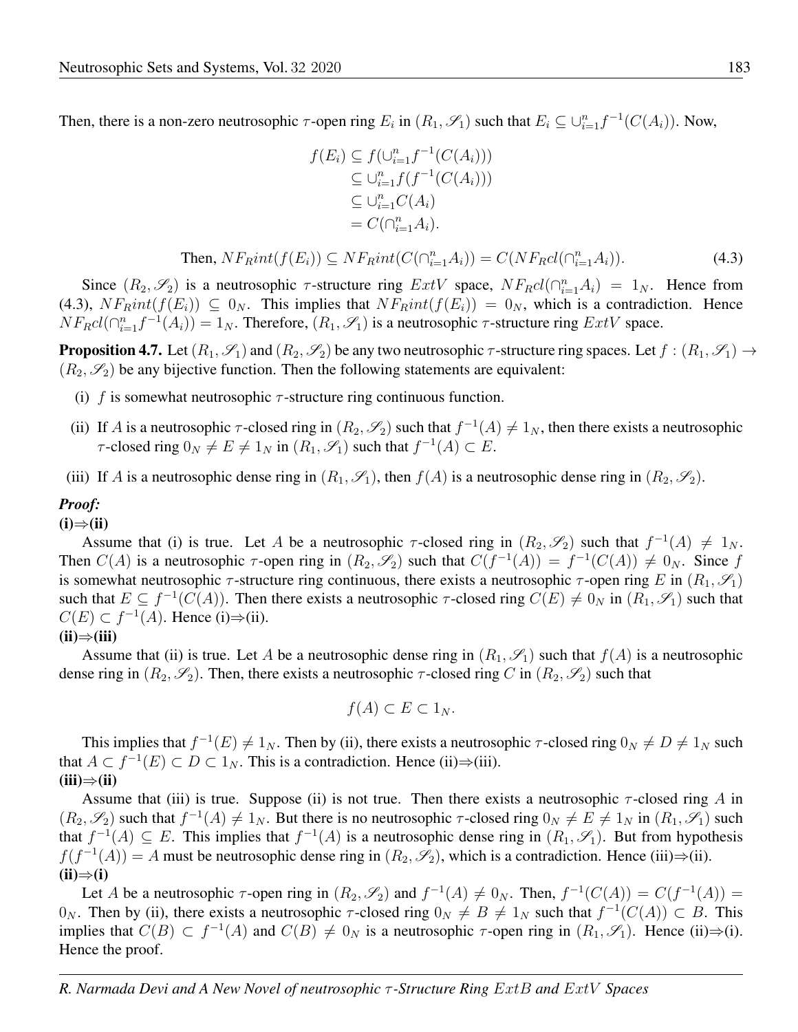Then, there is a non-zero neutrosophic $\tau$-open ring $E_i$ in $(R_1, \mathscr{S}_1)$ such that $E_i \subseteq \cup_{i=1}^{n} f^{-1}(C(A_i))$. Now,

$$
\begin{aligned}
f(E_i) &\subseteq f(\cup_{i=1}^{n} f^{-1}(C(A_i))) \\
&\subseteq \cup_{i=1}^{n} f(f^{-1}(C(A_i))) \\
&\subseteq \cup_{i=1}^{n} C(A_i) \\
&= C(\cap_{i=1}^{n} A_i).
\end{aligned}
$$

$$
\text{Then, } NF_R int(f(E_i)) \subseteq NF_R int(C(\cap_{i=1}^{n} A_i)) = C(NF_R cl(\cap_{i=1}^{n} A_i)). \tag{4.3}
$$

Since $(R_2, \mathscr{S}_2)$ is a neutrosophic $\tau$-structure ring $ExtV$ space, $NF_R cl(\cap_{i=1}^{n} A_i) = 1_N$. Hence from (4.3), $NF_R int(f(E_i)) \subseteq 0_N$. This implies that $NF_R int(f(E_i)) = 0_N$, which is a contradiction. Hence $NF_R cl(\cap_{i=1}^{n} f^{-1}(A_i)) = 1_N$. Therefore, $(R_1, \mathscr{S}_1)$ is a neutrosophic $\tau$-structure ring $ExtV$ space.

**Proposition 4.7.** Let $(R_1, \mathscr{S}_1)$ and $(R_2, \mathscr{S}_2)$ be any two neutrosophic $\tau$-structure ring spaces. Let $f : (R_1, \mathscr{S}_1) \to (R_2, \mathscr{S}_2)$ be any bijective function. Then the following statements are equivalent:

(i) $f$ is somewhat neutrosophic $\tau$-structure ring continuous function.

(ii) If $A$ is a neutrosophic $\tau$-closed ring in $(R_2, \mathscr{S}_2)$ such that $f^{-1}(A) \neq 1_N$, then there exists a neutrosophic $\tau$-closed ring $0_N \neq E \neq 1_N$ in $(R_1, \mathscr{S}_1)$ such that $f^{-1}(A) \subset E$.

(iii) If $A$ is a neutrosophic dense ring in $(R_1, \mathscr{S}_1)$, then $f(A)$ is a neutrosophic dense ring in $(R_2, \mathscr{S}_2)$.

***Proof:***

**(i)⇒(ii)**

Assume that (i) is true. Let $A$ be a neutrosophic $\tau$-closed ring in $(R_2, \mathscr{S}_2)$ such that $f^{-1}(A) \neq 1_N$. Then $C(A)$ is a neutrosophic $\tau$-open ring in $(R_2, \mathscr{S}_2)$ such that $C(f^{-1}(A)) = f^{-1}(C(A)) \neq 0_N$. Since $f$ is somewhat neutrosophic $\tau$-structure ring continuous, there exists a neutrosophic $\tau$-open ring $E$ in $(R_1, \mathscr{S}_1)$ such that $E \subseteq f^{-1}(C(A))$. Then there exists a neutrosophic $\tau$-closed ring $C(E) \neq 0_N$ in $(R_1, \mathscr{S}_1)$ such that $C(E) \subset f^{-1}(A)$. Hence (i)⇒(ii).

**(ii)⇒(iii)**

Assume that (ii) is true. Let $A$ be a neutrosophic dense ring in $(R_1, \mathscr{S}_1)$ such that $f(A)$ is a neutrosophic dense ring in $(R_2, \mathscr{S}_2)$. Then, there exists a neutrosophic $\tau$-closed ring $C$ in $(R_2, \mathscr{S}_2)$ such that

$$
f(A) \subset E \subset 1_N.
$$

This implies that $f^{-1}(E) \neq 1_N$. Then by (ii), there exists a neutrosophic $\tau$-closed ring $0_N \neq D \neq 1_N$ such that $A \subset f^{-1}(E) \subset D \subset 1_N$. This is a contradiction. Hence (ii)⇒(iii).

**(iii)⇒(ii)**

Assume that (iii) is true. Suppose (ii) is not true. Then there exists a neutrosophic $\tau$-closed ring $A$ in $(R_2, \mathscr{S}_2)$ such that $f^{-1}(A) \neq 1_N$. But there is no neutrosophic $\tau$-closed ring $0_N \neq E \neq 1_N$ in $(R_1, \mathscr{S}_1)$ such that $f^{-1}(A) \subseteq E$. This implies that $f^{-1}(A)$ is a neutrosophic dense ring in $(R_1, \mathscr{S}_1)$. But from hypothesis $f(f^{-1}(A)) = A$ must be neutrosophic dense ring in $(R_2, \mathscr{S}_2)$, which is a contradiction. Hence (iii)⇒(ii).

**(ii)⇒(i)**

Let $A$ be a neutrosophic $\tau$-open ring in $(R_2, \mathscr{S}_2)$ and $f^{-1}(A) \neq 0_N$. Then, $f^{-1}(C(A)) = C(f^{-1}(A)) = 0_N$. Then by (ii), there exists a neutrosophic $\tau$-closed ring $0_N \neq B \neq 1_N$ such that $f^{-1}(C(A)) \subset B$. This implies that $C(B) \subset f^{-1}(A)$ and $C(B) \neq 0_N$ is a neutrosophic $\tau$-open ring in $(R_1, \mathscr{S}_1)$. Hence (ii)⇒(i). Hence the proof.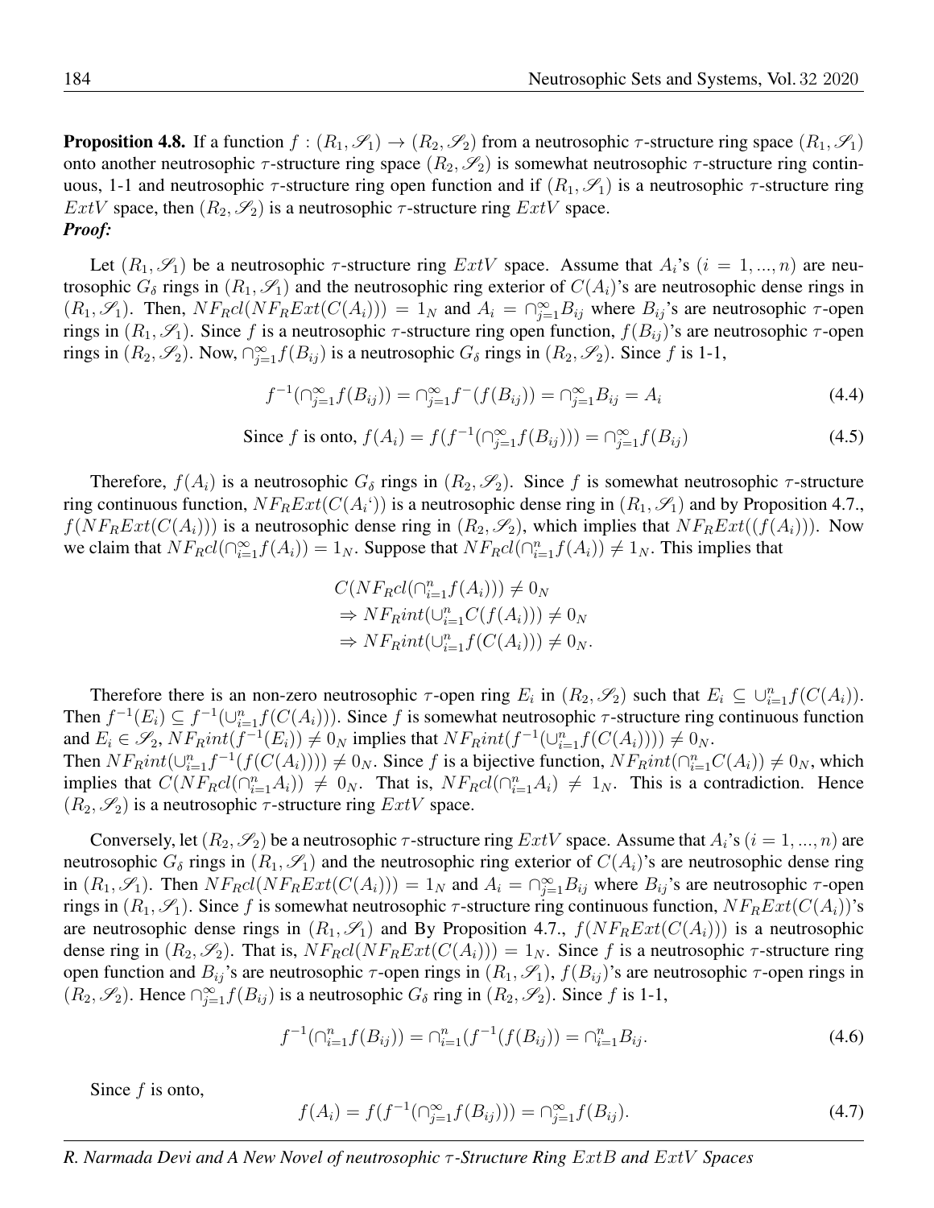**Proposition 4.8.** If a function $f : (R_1, \mathscr{S}_1) \to (R_2, \mathscr{S}_2)$ from a neutrosophic $\tau$-structure ring space $(R_1, \mathscr{S}_1)$ onto another neutrosophic $\tau$-structure ring space $(R_2, \mathscr{S}_2)$ is somewhat neutrosophic $\tau$-structure ring continuous, 1-1 and neutrosophic $\tau$-structure ring open function and if $(R_1, \mathscr{S}_1)$ is a neutrosophic $\tau$-structure ring $ExtV$ space, then $(R_2, \mathscr{S}_2)$ is a neutrosophic $\tau$-structure ring $ExtV$ space.

***Proof:***

Let $(R_1, \mathscr{S}_1)$ be a neutrosophic $\tau$-structure ring $ExtV$ space. Assume that $A_i$'s $(i = 1, ..., n)$ are neutrosophic $G_\delta$ rings in $(R_1, \mathscr{S}_1)$ and the neutrosophic ring exterior of $C(A_i)$'s are neutrosophic dense rings in $(R_1, \mathscr{S}_1)$. Then, $NF_Rcl(NF_RExt(C(A_i))) = 1_N$ and $A_i = \cap_{j=1}^{\infty} B_{ij}$ where $B_{ij}$'s are neutrosophic $\tau$-open rings in $(R_1, \mathscr{S}_1)$. Since $f$ is a neutrosophic $\tau$-structure ring open function, $f(B_{ij})$'s are neutrosophic $\tau$-open rings in $(R_2, \mathscr{S}_2)$. Now, $\cap_{j=1}^{\infty} f(B_{ij})$ is a neutrosophic $G_\delta$ rings in $(R_2, \mathscr{S}_2)$. Since $f$ is 1-1,

$$f^{-1}(\cap_{j=1}^{\infty} f(B_{ij})) = \cap_{j=1}^{\infty} f^{-}(f(B_{ij})) = \cap_{j=1}^{\infty} B_{ij} = A_i \tag{4.4}$$

$$\text{Since } f \text{ is onto, } f(A_i) = f(f^{-1}(\cap_{j=1}^{\infty} f(B_{ij}))) = \cap_{j=1}^{\infty} f(B_{ij}) \tag{4.5}$$

Therefore, $f(A_i)$ is a neutrosophic $G_\delta$ rings in $(R_2, \mathscr{S}_2)$. Since $f$ is somewhat neutrosophic $\tau$-structure ring continuous function, $NF_RExt(C(A_i`))$ is a neutrosophic dense ring in $(R_1, \mathscr{S}_1)$ and by Proposition 4.7., $f(NF_RExt(C(A_i)))$ is a neutrosophic dense ring in $(R_2, \mathscr{S}_2)$, which implies that $NF_RExt((f(A_i)))$. Now we claim that $NF_Rcl(\cap_{i=1}^{\infty} f(A_i)) = 1_N$. Suppose that $NF_Rcl(\cap_{i=1}^{n} f(A_i)) \neq 1_N$. This implies that

$$\begin{aligned}
&C(NF_Rcl(\cap_{i=1}^{n} f(A_i))) \neq 0_N \\
&\Rightarrow NF_Rint(\cup_{i=1}^{n} C(f(A_i))) \neq 0_N \\
&\Rightarrow NF_Rint(\cup_{i=1}^{n} f(C(A_i))) \neq 0_N.
\end{aligned}$$

Therefore there is an non-zero neutrosophic $\tau$-open ring $E_i$ in $(R_2, \mathscr{S}_2)$ such that $E_i \subseteq \cup_{i=1}^{n} f(C(A_i))$. Then $f^{-1}(E_i) \subseteq f^{-1}(\cup_{i=1}^{n} f(C(A_i)))$. Since $f$ is somewhat neutrosophic $\tau$-structure ring continuous function and $E_i \in \mathscr{S}_2$, $NF_Rint(f^{-1}(E_i)) \neq 0_N$ implies that $NF_Rint(f^{-1}(\cup_{i=1}^{n} f(C(A_i)))) \neq 0_N$.
Then $NF_Rint(\cup_{i=1}^{n} f^{-1}(f(C(A_i)))) \neq 0_N$. Since $f$ is a bijective function, $NF_Rint(\cap_{i=1}^{n} C(A_i)) \neq 0_N$, which implies that $C(NF_Rcl(\cap_{i=1}^{n} A_i)) \neq 0_N$. That is, $NF_Rcl(\cap_{i=1}^{n} A_i) \neq 1_N$. This is a contradiction. Hence $(R_2, \mathscr{S}_2)$ is a neutrosophic $\tau$-structure ring $ExtV$ space.

Conversely, let $(R_2, \mathscr{S}_2)$ be a neutrosophic $\tau$-structure ring $ExtV$ space. Assume that $A_i$'s $(i = 1, ..., n)$ are neutrosophic $G_\delta$ rings in $(R_1, \mathscr{S}_1)$ and the neutrosophic ring exterior of $C(A_i)$'s are neutrosophic dense ring in $(R_1, \mathscr{S}_1)$. Then $NF_Rcl(NF_RExt(C(A_i))) = 1_N$ and $A_i = \cap_{j=1}^{\infty} B_{ij}$ where $B_{ij}$'s are neutrosophic $\tau$-open rings in $(R_1, \mathscr{S}_1)$. Since $f$ is somewhat neutrosophic $\tau$-structure ring continuous function, $NF_RExt(C(A_i))$'s are neutrosophic dense rings in $(R_1, \mathscr{S}_1)$ and By Proposition 4.7., $f(NF_RExt(C(A_i)))$ is a neutrosophic dense ring in $(R_2, \mathscr{S}_2)$. That is, $NF_Rcl(NF_RExt(C(A_i))) = 1_N$. Since $f$ is a neutrosophic $\tau$-structure ring open function and $B_{ij}$'s are neutrosophic $\tau$-open rings in $(R_1, \mathscr{S}_1)$, $f(B_{ij})$'s are neutrosophic $\tau$-open rings in $(R_2, \mathscr{S}_2)$. Hence $\cap_{j=1}^{\infty} f(B_{ij})$ is a neutrosophic $G_\delta$ ring in $(R_2, \mathscr{S}_2)$. Since $f$ is 1-1,

$$f^{-1}(\cap_{i=1}^{n} f(B_{ij})) = \cap_{i=1}^{n}(f^{-1}(f(B_{ij})) = \cap_{i=1}^{n} B_{ij}. \tag{4.6}$$

Since $f$ is onto,

$$f(A_i) = f(f^{-1}(\cap_{j=1}^{\infty} f(B_{ij}))) = \cap_{j=1}^{\infty} f(B_{ij}). \tag{4.7}$$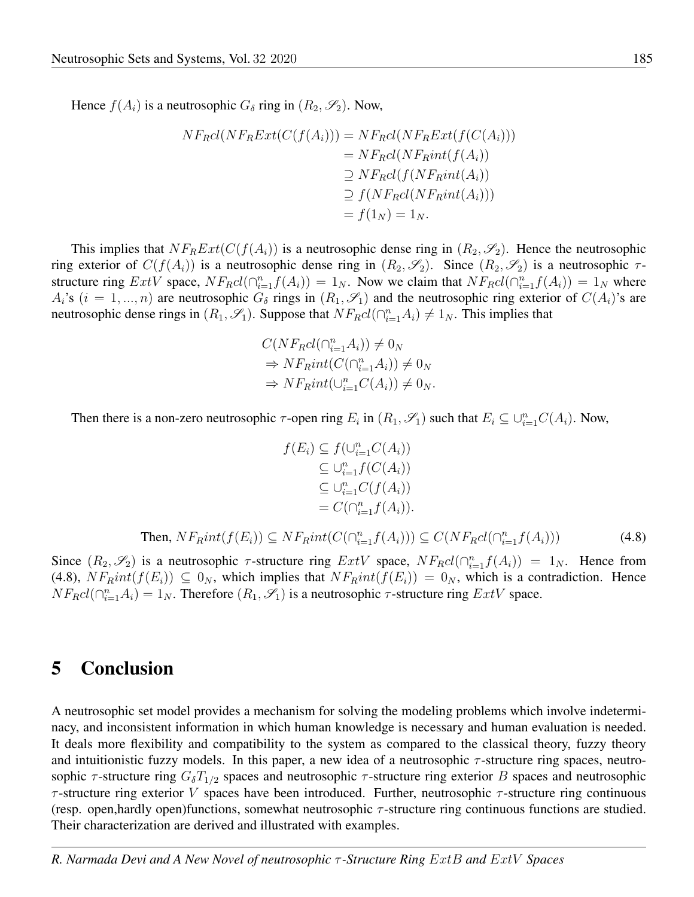Hence $f(A_i)$ is a neutrosophic $G_\delta$ ring in $(R_2, \mathscr{S}_2)$. Now,

$$\begin{aligned}
NF_Rcl(NF_RExt(C(f(A_i))) &= NF_Rcl(NF_RExt(f(C(A_i))) \\
&= NF_Rcl(NF_Rint(f(A_i)) \\
&\supseteq NF_Rcl(f(NF_Rint(A_i)) \\
&\supseteq f(NF_Rcl(NF_Rint(A_i))) \\
&= f(1_N) = 1_N.
\end{aligned}$$

This implies that $NF_RExt(C(f(A_i))$ is a neutrosophic dense ring in $(R_2, \mathscr{S}_2)$. Hence the neutrosophic ring exterior of $C(f(A_i))$ is a neutrosophic dense ring in $(R_2, \mathscr{S}_2)$. Since $(R_2, \mathscr{S}_2)$ is a neutrosophic $\tau$-structure ring $ExtV$ space, $NF_Rcl(\cap_{i=1}^n f(A_i)) = 1_N$. Now we claim that $NF_Rcl(\cap_{i=1}^n f(A_i)) = 1_N$ where $A_i$'s $(i = 1, ..., n)$ are neutrosophic $G_\delta$ rings in $(R_1, \mathscr{S}_1)$ and the neutrosophic ring exterior of $C(A_i)$'s are neutrosophic dense rings in $(R_1, \mathscr{S}_1)$. Suppose that $NF_Rcl(\cap_{i=1}^n A_i) \neq 1_N$. This implies that

$$\begin{aligned}
&C(NF_Rcl(\cap_{i=1}^n A_i)) \neq 0_N \\
&\Rightarrow NF_Rint(C(\cap_{i=1}^n A_i)) \neq 0_N \\
&\Rightarrow NF_Rint(\cup_{i=1}^n C(A_i)) \neq 0_N.
\end{aligned}$$

Then there is a non-zero neutrosophic $\tau$-open ring $E_i$ in $(R_1, \mathscr{S}_1)$ such that $E_i \subseteq \cup_{i=1}^n C(A_i)$. Now,

$$\begin{aligned}
f(E_i) &\subseteq f(\cup_{i=1}^n C(A_i)) \\
&\subseteq \cup_{i=1}^n f(C(A_i)) \\
&\subseteq \cup_{i=1}^n C(f(A_i)) \\
&= C(\cap_{i=1}^n f(A_i)).
\end{aligned}$$

$$\text{Then, } NF_Rint(f(E_i)) \subseteq NF_Rint(C(\cap_{i=1}^n f(A_i))) \subseteq C(NF_Rcl(\cap_{i=1}^n f(A_i))) \tag{4.8}$$

Since $(R_2, \mathscr{S}_2)$ is a neutrosophic $\tau$-structure ring $ExtV$ space, $NF_Rcl(\cap_{i=1}^n f(A_i)) = 1_N$. Hence from (4.8), $NF_Rint(f(E_i)) \subseteq 0_N$, which implies that $NF_Rint(f(E_i)) = 0_N$, which is a contradiction. Hence $NF_Rcl(\cap_{i=1}^n A_i) = 1_N$. Therefore $(R_1, \mathscr{S}_1)$ is a neutrosophic $\tau$-structure ring $ExtV$ space.

# 5 Conclusion

A neutrosophic set model provides a mechanism for solving the modeling problems which involve indeterminacy, and inconsistent information in which human knowledge is necessary and human evaluation is needed. It deals more flexibility and compatibility to the system as compared to the classical theory, fuzzy theory and intuitionistic fuzzy models. In this paper, a new idea of a neutrosophic $\tau$-structure ring spaces, neutrosophic $\tau$-structure ring $G_\delta T_{1/2}$ spaces and neutrosophic $\tau$-structure ring exterior $B$ spaces and neutrosophic $\tau$-structure ring exterior $V$ spaces have been introduced. Further, neutrosophic $\tau$-structure ring continuous (resp. open,hardly open)functions, somewhat neutrosophic $\tau$-structure ring continuous functions are studied. Their characterization are derived and illustrated with examples.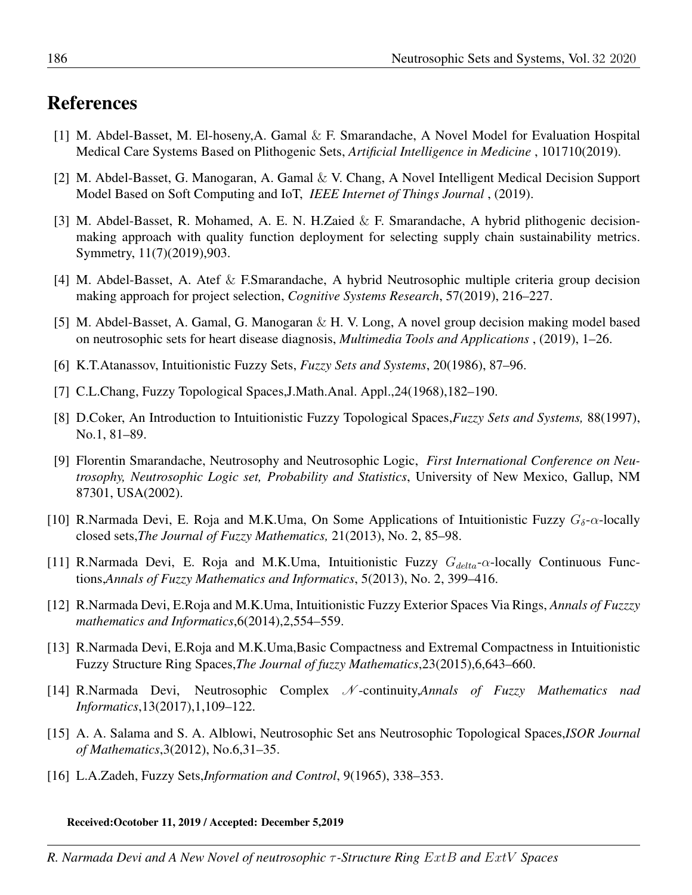# References

[1] M. Abdel-Basset, M. El-hoseny,A. Gamal & F. Smarandache, A Novel Model for Evaluation Hospital Medical Care Systems Based on Plithogenic Sets, *Artificial Intelligence in Medicine* , 101710(2019).

[2] M. Abdel-Basset, G. Manogaran, A. Gamal & V. Chang, A Novel Intelligent Medical Decision Support Model Based on Soft Computing and IoT, *IEEE Internet of Things Journal* , (2019).

[3] M. Abdel-Basset, R. Mohamed, A. E. N. H.Zaied & F. Smarandache, A hybrid plithogenic decision-making approach with quality function deployment for selecting supply chain sustainability metrics. Symmetry, 11(7)(2019),903.

[4] M. Abdel-Basset, A. Atef & F.Smarandache, A hybrid Neutrosophic multiple criteria group decision making approach for project selection, *Cognitive Systems Research*, 57(2019), 216–227.

[5] M. Abdel-Basset, A. Gamal, G. Manogaran & H. V. Long, A novel group decision making model based on neutrosophic sets for heart disease diagnosis, *Multimedia Tools and Applications* , (2019), 1–26.

[6] K.T.Atanassov, Intuitionistic Fuzzy Sets, *Fuzzy Sets and Systems*, 20(1986), 87–96.

[7] C.L.Chang, Fuzzy Topological Spaces,J.Math.Anal. Appl.,24(1968),182–190.

[8] D.Coker, An Introduction to Intuitionistic Fuzzy Topological Spaces,*Fuzzy Sets and Systems,* 88(1997), No.1, 81–89.

[9] Florentin Smarandache, Neutrosophy and Neutrosophic Logic, *First International Conference on Neutrosophy, Neutrosophic Logic set, Probability and Statistics*, University of New Mexico, Gallup, NM 87301, USA(2002).

[10] R.Narmada Devi, E. Roja and M.K.Uma, On Some Applications of Intuitionistic Fuzzy $G_\delta$-$\alpha$-locally closed sets,*The Journal of Fuzzy Mathematics,* 21(2013), No. 2, 85–98.

[11] R.Narmada Devi, E. Roja and M.K.Uma, Intuitionistic Fuzzy $G_{delta}$-$\alpha$-locally Continuous Functions,*Annals of Fuzzy Mathematics and Informatics*, 5(2013), No. 2, 399–416.

[12] R.Narmada Devi, E.Roja and M.K.Uma, Intuitionistic Fuzzy Exterior Spaces Via Rings, *Annals of Fuzzzy mathematics and Informatics*,6(2014),2,554–559.

[13] R.Narmada Devi, E.Roja and M.K.Uma,Basic Compactness and Extremal Compactness in Intuitionistic Fuzzy Structure Ring Spaces,*The Journal of fuzzy Mathematics*,23(2015),6,643–660.

[14] R.Narmada Devi, Neutrosophic Complex $\mathscr{N}$-continuity,*Annals of Fuzzy Mathematics nad Informatics*,13(2017),1,109–122.

[15] A. A. Salama and S. A. Alblowi, Neutrosophic Set ans Neutrosophic Topological Spaces,*ISOR Journal of Mathematics*,3(2012), No.6,31–35.

[16] L.A.Zadeh, Fuzzy Sets,*Information and Control*, 9(1965), 338–353.

**Received:Ocotober 11, 2019 / Accepted: December 5,2019**